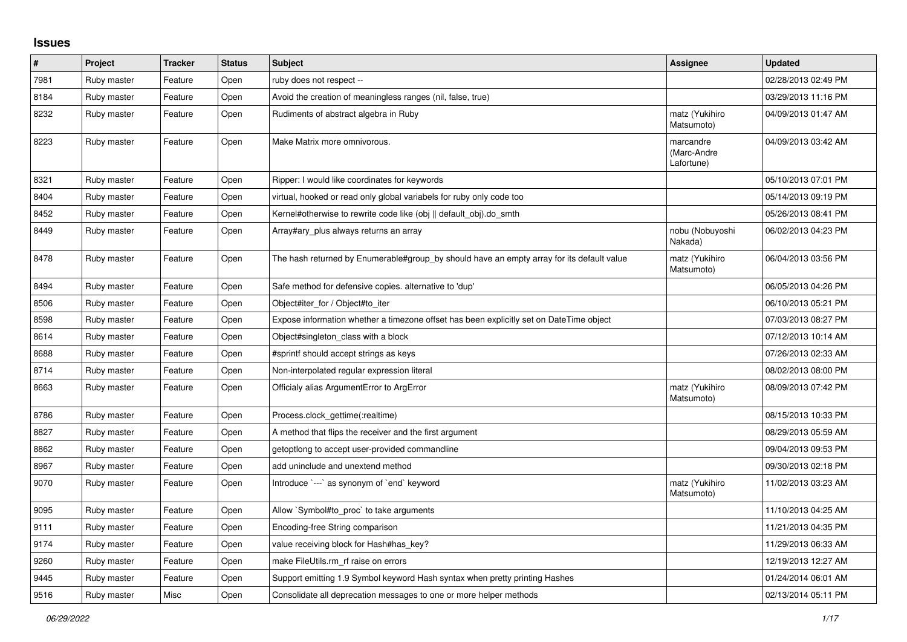## Issues

| # | Project | Tracker | Status | Subject | Assignee | Updated |
|---|---|---|---|---|---|---|
| 7981 | Ruby master | Feature | Open | ruby does not respect -- | | 02/28/2013 02:49 PM |
| 8184 | Ruby master | Feature | Open | Avoid the creation of meaningless ranges (nil, false, true) | | 03/29/2013 11:16 PM |
| 8232 | Ruby master | Feature | Open | Rudiments of abstract algebra in Ruby | matz (Yukihiro Matsumoto) | 04/09/2013 01:47 AM |
| 8223 | Ruby master | Feature | Open | Make Matrix more omnivorous. | marcandre (Marc-Andre Lafortune) | 04/09/2013 03:42 AM |
| 8321 | Ruby master | Feature | Open | Ripper: I would like coordinates for keywords | | 05/10/2013 07:01 PM |
| 8404 | Ruby master | Feature | Open | virtual, hooked or read only global variabels for ruby only code too | | 05/14/2013 09:19 PM |
| 8452 | Ruby master | Feature | Open | Kernel#otherwise to rewrite code like (obj \|\| default_obj).do_smth | | 05/26/2013 08:41 PM |
| 8449 | Ruby master | Feature | Open | Array#ary_plus always returns an array | nobu (Nobuyoshi Nakada) | 06/02/2013 04:23 PM |
| 8478 | Ruby master | Feature | Open | The hash returned by Enumerable#group_by should have an empty array for its default value | matz (Yukihiro Matsumoto) | 06/04/2013 03:56 PM |
| 8494 | Ruby master | Feature | Open | Safe method for defensive copies. alternative to 'dup' | | 06/05/2013 04:26 PM |
| 8506 | Ruby master | Feature | Open | Object#iter_for / Object#to_iter | | 06/10/2013 05:21 PM |
| 8598 | Ruby master | Feature | Open | Expose information whether a timezone offset has been explicitly set on DateTime object | | 07/03/2013 08:27 PM |
| 8614 | Ruby master | Feature | Open | Object#singleton_class with a block | | 07/12/2013 10:14 AM |
| 8688 | Ruby master | Feature | Open | #sprintf should accept strings as keys | | 07/26/2013 02:33 AM |
| 8714 | Ruby master | Feature | Open | Non-interpolated regular expression literal | | 08/02/2013 08:00 PM |
| 8663 | Ruby master | Feature | Open | Officialy alias ArgumentError to ArgError | matz (Yukihiro Matsumoto) | 08/09/2013 07:42 PM |
| 8786 | Ruby master | Feature | Open | Process.clock_gettime(:realtime) | | 08/15/2013 10:33 PM |
| 8827 | Ruby master | Feature | Open | A method that flips the receiver and the first argument | | 08/29/2013 05:59 AM |
| 8862 | Ruby master | Feature | Open | getoptlong to accept user-provided commandline | | 09/04/2013 09:53 PM |
| 8967 | Ruby master | Feature | Open | add uninclude and unextend method | | 09/30/2013 02:18 PM |
| 9070 | Ruby master | Feature | Open | Introduce `---` as synonym of `end` keyword | matz (Yukihiro Matsumoto) | 11/02/2013 03:23 AM |
| 9095 | Ruby master | Feature | Open | Allow `Symbol#to_proc` to take arguments | | 11/10/2013 04:25 AM |
| 9111 | Ruby master | Feature | Open | Encoding-free String comparison | | 11/21/2013 04:35 PM |
| 9174 | Ruby master | Feature | Open | value receiving block for Hash#has_key? | | 11/29/2013 06:33 AM |
| 9260 | Ruby master | Feature | Open | make FileUtils.rm_rf raise on errors | | 12/19/2013 12:27 AM |
| 9445 | Ruby master | Feature | Open | Support emitting 1.9 Symbol keyword Hash syntax when pretty printing Hashes | | 01/24/2014 06:01 AM |
| 9516 | Ruby master | Misc | Open | Consolidate all deprecation messages to one or more helper methods | | 02/13/2014 05:11 PM |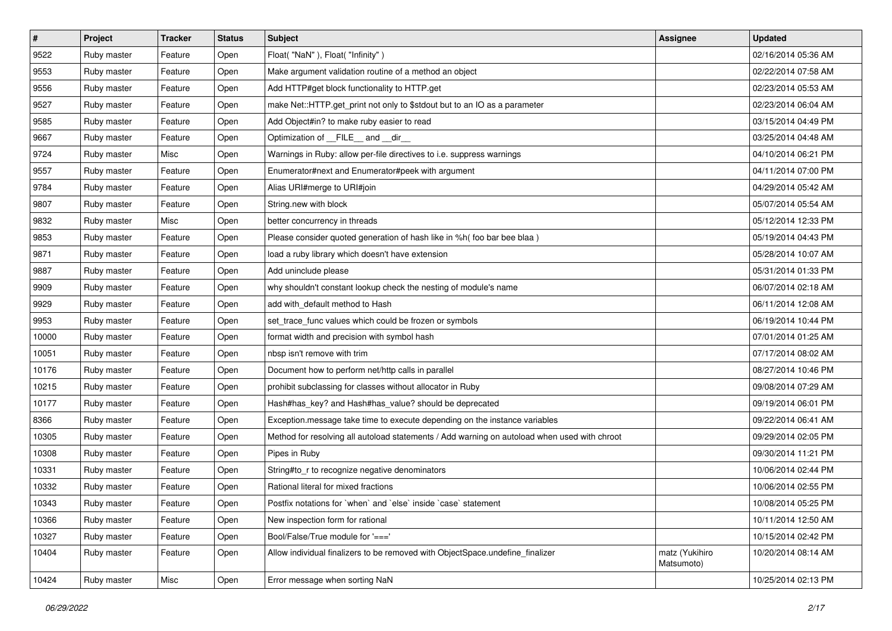| # | Project | Tracker | Status | Subject | Assignee | Updated |
|---|---|---|---|---|---|---|
| 9522 | Ruby master | Feature | Open | Float( "NaN" ), Float( "Infinity" ) | | 02/16/2014 05:36 AM |
| 9553 | Ruby master | Feature | Open | Make argument validation routine of a method an object | | 02/22/2014 07:58 AM |
| 9556 | Ruby master | Feature | Open | Add HTTP#get block functionality to HTTP.get | | 02/23/2014 05:53 AM |
| 9527 | Ruby master | Feature | Open | make Net::HTTP.get_print not only to $stdout but to an IO as a parameter | | 02/23/2014 06:04 AM |
| 9585 | Ruby master | Feature | Open | Add Object#in? to make ruby easier to read | | 03/15/2014 04:49 PM |
| 9667 | Ruby master | Feature | Open | Optimization of __FILE__ and __dir__ | | 03/25/2014 04:48 AM |
| 9724 | Ruby master | Misc | Open | Warnings in Ruby: allow per-file directives to i.e. suppress warnings | | 04/10/2014 06:21 PM |
| 9557 | Ruby master | Feature | Open | Enumerator#next and Enumerator#peek with argument | | 04/11/2014 07:00 PM |
| 9784 | Ruby master | Feature | Open | Alias URI#merge to URI#join | | 04/29/2014 05:42 AM |
| 9807 | Ruby master | Feature | Open | String.new with block | | 05/07/2014 05:54 AM |
| 9832 | Ruby master | Misc | Open | better concurrency in threads | | 05/12/2014 12:33 PM |
| 9853 | Ruby master | Feature | Open | Please consider quoted generation of hash like in %h( foo bar bee blaa ) | | 05/19/2014 04:43 PM |
| 9871 | Ruby master | Feature | Open | load a ruby library which doesn't have extension | | 05/28/2014 10:07 AM |
| 9887 | Ruby master | Feature | Open | Add uninclude please | | 05/31/2014 01:33 PM |
| 9909 | Ruby master | Feature | Open | why shouldn't constant lookup check the nesting of module's name | | 06/07/2014 02:18 AM |
| 9929 | Ruby master | Feature | Open | add with_default method to Hash | | 06/11/2014 12:08 AM |
| 9953 | Ruby master | Feature | Open | set_trace_func values which could be frozen or symbols | | 06/19/2014 10:44 PM |
| 10000 | Ruby master | Feature | Open | format width and precision with symbol hash | | 07/01/2014 01:25 AM |
| 10051 | Ruby master | Feature | Open | nbsp isn't remove with trim | | 07/17/2014 08:02 AM |
| 10176 | Ruby master | Feature | Open | Document how to perform net/http calls in parallel | | 08/27/2014 10:46 PM |
| 10215 | Ruby master | Feature | Open | prohibit subclassing for classes without allocator in Ruby | | 09/08/2014 07:29 AM |
| 10177 | Ruby master | Feature | Open | Hash#has_key? and Hash#has_value? should be deprecated | | 09/19/2014 06:01 PM |
| 8366 | Ruby master | Feature | Open | Exception.message take time to execute depending on the instance variables | | 09/22/2014 06:41 AM |
| 10305 | Ruby master | Feature | Open | Method for resolving all autoload statements / Add warning on autoload when used with chroot | | 09/29/2014 02:05 PM |
| 10308 | Ruby master | Feature | Open | Pipes in Ruby | | 09/30/2014 11:21 PM |
| 10331 | Ruby master | Feature | Open | String#to_r to recognize negative denominators | | 10/06/2014 02:44 PM |
| 10332 | Ruby master | Feature | Open | Rational literal for mixed fractions | | 10/06/2014 02:55 PM |
| 10343 | Ruby master | Feature | Open | Postfix notations for `when` and `else` inside `case` statement | | 10/08/2014 05:25 PM |
| 10366 | Ruby master | Feature | Open | New inspection form for rational | | 10/11/2014 12:50 AM |
| 10327 | Ruby master | Feature | Open | Bool/False/True module for '===' | | 10/15/2014 02:42 PM |
| 10404 | Ruby master | Feature | Open | Allow individual finalizers to be removed with ObjectSpace.undefine_finalizer | matz (Yukihiro Matsumoto) | 10/20/2014 08:14 AM |
| 10424 | Ruby master | Misc | Open | Error message when sorting NaN | | 10/25/2014 02:13 PM |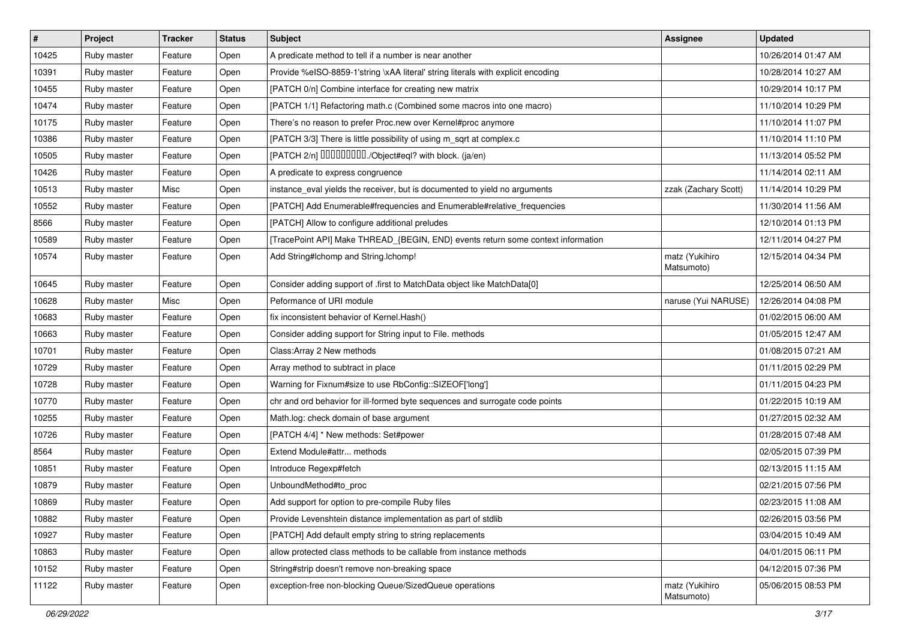| # | Project | Tracker | Status | Subject | Assignee | Updated |
|---|---|---|---|---|---|---|
| 10425 | Ruby master | Feature | Open | A predicate method to tell if a number is near another | | 10/26/2014 01:47 AM |
| 10391 | Ruby master | Feature | Open | Provide %eISO-8859-1'string \xAA literal' string literals with explicit encoding | | 10/28/2014 10:27 AM |
| 10455 | Ruby master | Feature | Open | [PATCH 0/n] Combine interface for creating new matrix | | 10/29/2014 10:17 PM |
| 10474 | Ruby master | Feature | Open | [PATCH 1/1] Refactoring math.c (Combined some macros into one macro) | | 11/10/2014 10:29 PM |
| 10175 | Ruby master | Feature | Open | There’s no reason to prefer Proc.new over Kernel#proc anymore | | 11/10/2014 11:07 PM |
| 10386 | Ruby master | Feature | Open | [PATCH 3/3] There is little possibility of using m_sqrt at complex.c | | 11/10/2014 11:10 PM |
| 10505 | Ruby master | Feature | Open | [PATCH 2/n] □□□□□□□□□./Object#eql? with block. (ja/en) | | 11/13/2014 05:52 PM |
| 10426 | Ruby master | Feature | Open | A predicate to express congruence | | 11/14/2014 02:11 AM |
| 10513 | Ruby master | Misc | Open | instance_eval yields the receiver, but is documented to yield no arguments | zzak (Zachary Scott) | 11/14/2014 10:29 PM |
| 10552 | Ruby master | Feature | Open | [PATCH] Add Enumerable#frequencies and Enumerable#relative_frequencies | | 11/30/2014 11:56 AM |
| 8566 | Ruby master | Feature | Open | [PATCH] Allow to configure additional preludes | | 12/10/2014 01:13 PM |
| 10589 | Ruby master | Feature | Open | [TracePoint API] Make THREAD_{BEGIN, END} events return some context information | | 12/11/2014 04:27 PM |
| 10574 | Ruby master | Feature | Open | Add String#lchomp and String.lchomp! | matz (Yukihiro Matsumoto) | 12/15/2014 04:34 PM |
| 10645 | Ruby master | Feature | Open | Consider adding support of .first to MatchData object like MatchData[0] | | 12/25/2014 06:50 AM |
| 10628 | Ruby master | Misc | Open | Peformance of URI module | naruse (Yui NARUSE) | 12/26/2014 04:08 PM |
| 10683 | Ruby master | Feature | Open | fix inconsistent behavior of Kernel.Hash() | | 01/02/2015 06:00 AM |
| 10663 | Ruby master | Feature | Open | Consider adding support for String input to File. methods | | 01/05/2015 12:47 AM |
| 10701 | Ruby master | Feature | Open | Class:Array 2 New methods | | 01/08/2015 07:21 AM |
| 10729 | Ruby master | Feature | Open | Array method to subtract in place | | 01/11/2015 02:29 PM |
| 10728 | Ruby master | Feature | Open | Warning for Fixnum#size to use RbConfig::SIZEOF['long'] | | 01/11/2015 04:23 PM |
| 10770 | Ruby master | Feature | Open | chr and ord behavior for ill-formed byte sequences and surrogate code points | | 01/22/2015 10:19 AM |
| 10255 | Ruby master | Feature | Open | Math.log: check domain of base argument | | 01/27/2015 02:32 AM |
| 10726 | Ruby master | Feature | Open | [PATCH 4/4] * New methods: Set#power | | 01/28/2015 07:48 AM |
| 8564 | Ruby master | Feature | Open | Extend Module#attr... methods | | 02/05/2015 07:39 PM |
| 10851 | Ruby master | Feature | Open | Introduce Regexp#fetch | | 02/13/2015 11:15 AM |
| 10879 | Ruby master | Feature | Open | UnboundMethod#to_proc | | 02/21/2015 07:56 PM |
| 10869 | Ruby master | Feature | Open | Add support for option to pre-compile Ruby files | | 02/23/2015 11:08 AM |
| 10882 | Ruby master | Feature | Open | Provide Levenshtein distance implementation as part of stdlib | | 02/26/2015 03:56 PM |
| 10927 | Ruby master | Feature | Open | [PATCH] Add default empty string to string replacements | | 03/04/2015 10:49 AM |
| 10863 | Ruby master | Feature | Open | allow protected class methods to be callable from instance methods | | 04/01/2015 06:11 PM |
| 10152 | Ruby master | Feature | Open | String#strip doesn't remove non-breaking space | | 04/12/2015 07:36 PM |
| 11122 | Ruby master | Feature | Open | exception-free non-blocking Queue/SizedQueue operations | matz (Yukihiro Matsumoto) | 05/06/2015 08:53 PM |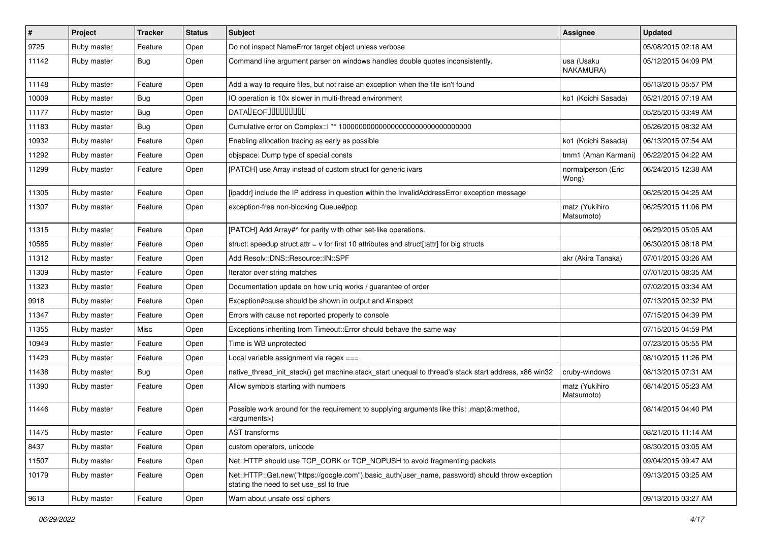| # | Project | Tracker | Status | Subject | Assignee | Updated |
|---|---|---|---|---|---|---|
| 9725 | Ruby master | Feature | Open | Do not inspect NameError target object unless verbose | | 05/08/2015 02:18 AM |
| 11142 | Ruby master | Bug | Open | Command line argument parser on windows handles double quotes inconsistently. | usa (Usaku NAKAMURA) | 05/12/2015 04:09 PM |
| 11148 | Ruby master | Feature | Open | Add a way to require files, but not raise an exception when the file isn't found | | 05/13/2015 05:57 PM |
| 10009 | Ruby master | Bug | Open | IO operation is 10x slower in multi-thread environment | ko1 (Koichi Sasada) | 05/21/2015 07:19 AM |
| 11177 | Ruby master | Bug | Open | DATA�EOF��������� | | 05/25/2015 03:49 AM |
| 11183 | Ruby master | Bug | Open | Cumulative error on Complex::I ** 100000000000000000000000000000000 | | 05/26/2015 08:32 AM |
| 10932 | Ruby master | Feature | Open | Enabling allocation tracing as early as possible | ko1 (Koichi Sasada) | 06/13/2015 07:54 AM |
| 11292 | Ruby master | Feature | Open | objspace: Dump type of special consts | tmm1 (Aman Karmani) | 06/22/2015 04:22 AM |
| 11299 | Ruby master | Feature | Open | [PATCH] use Array instead of custom struct for generic ivars | normalperson (Eric Wong) | 06/24/2015 12:38 AM |
| 11305 | Ruby master | Feature | Open | [ipaddr] include the IP address in question within the InvalidAddressError exception message | | 06/25/2015 04:25 AM |
| 11307 | Ruby master | Feature | Open | exception-free non-blocking Queue#pop | matz (Yukihiro Matsumoto) | 06/25/2015 11:06 PM |
| 11315 | Ruby master | Feature | Open | [PATCH] Add Array#^ for parity with other set-like operations. | | 06/29/2015 05:05 AM |
| 10585 | Ruby master | Feature | Open | struct: speedup struct.attr = v for first 10 attributes and struct[:attr] for big structs | | 06/30/2015 08:18 PM |
| 11312 | Ruby master | Feature | Open | Add Resolv::DNS::Resource::IN::SPF | akr (Akira Tanaka) | 07/01/2015 03:26 AM |
| 11309 | Ruby master | Feature | Open | Iterator over string matches | | 07/01/2015 08:35 AM |
| 11323 | Ruby master | Feature | Open | Documentation update on how uniq works / guarantee of order | | 07/02/2015 03:34 AM |
| 9918 | Ruby master | Feature | Open | Exception#cause should be shown in output and #inspect | | 07/13/2015 02:32 PM |
| 11347 | Ruby master | Feature | Open | Errors with cause not reported properly to console | | 07/15/2015 04:39 PM |
| 11355 | Ruby master | Misc | Open | Exceptions inheriting from Timeout::Error should behave the same way | | 07/15/2015 04:59 PM |
| 10949 | Ruby master | Feature | Open | Time is WB unprotected | | 07/23/2015 05:55 PM |
| 11429 | Ruby master | Feature | Open | Local variable assignment via regex === | | 08/10/2015 11:26 PM |
| 11438 | Ruby master | Bug | Open | native_thread_init_stack() get machine.stack_start unequal to thread's stack start address, x86 win32 | cruby-windows | 08/13/2015 07:31 AM |
| 11390 | Ruby master | Feature | Open | Allow symbols starting with numbers | matz (Yukihiro Matsumoto) | 08/14/2015 05:23 AM |
| 11446 | Ruby master | Feature | Open | Possible work around for the requirement to supplying arguments like this: .map(&:method, <arguments>) | | 08/14/2015 04:40 PM |
| 11475 | Ruby master | Feature | Open | AST transforms | | 08/21/2015 11:14 AM |
| 8437 | Ruby master | Feature | Open | custom operators, unicode | | 08/30/2015 03:05 AM |
| 11507 | Ruby master | Feature | Open | Net::HTTP should use TCP_CORK or TCP_NOPUSH to avoid fragmenting packets | | 09/04/2015 09:47 AM |
| 10179 | Ruby master | Feature | Open | Net::HTTP::Get.new("https://google.com").basic_auth(user_name, password) should throw exception stating the need to set use_ssl to true | | 09/13/2015 03:25 AM |
| 9613 | Ruby master | Feature | Open | Warn about unsafe ossl ciphers | | 09/13/2015 03:27 AM |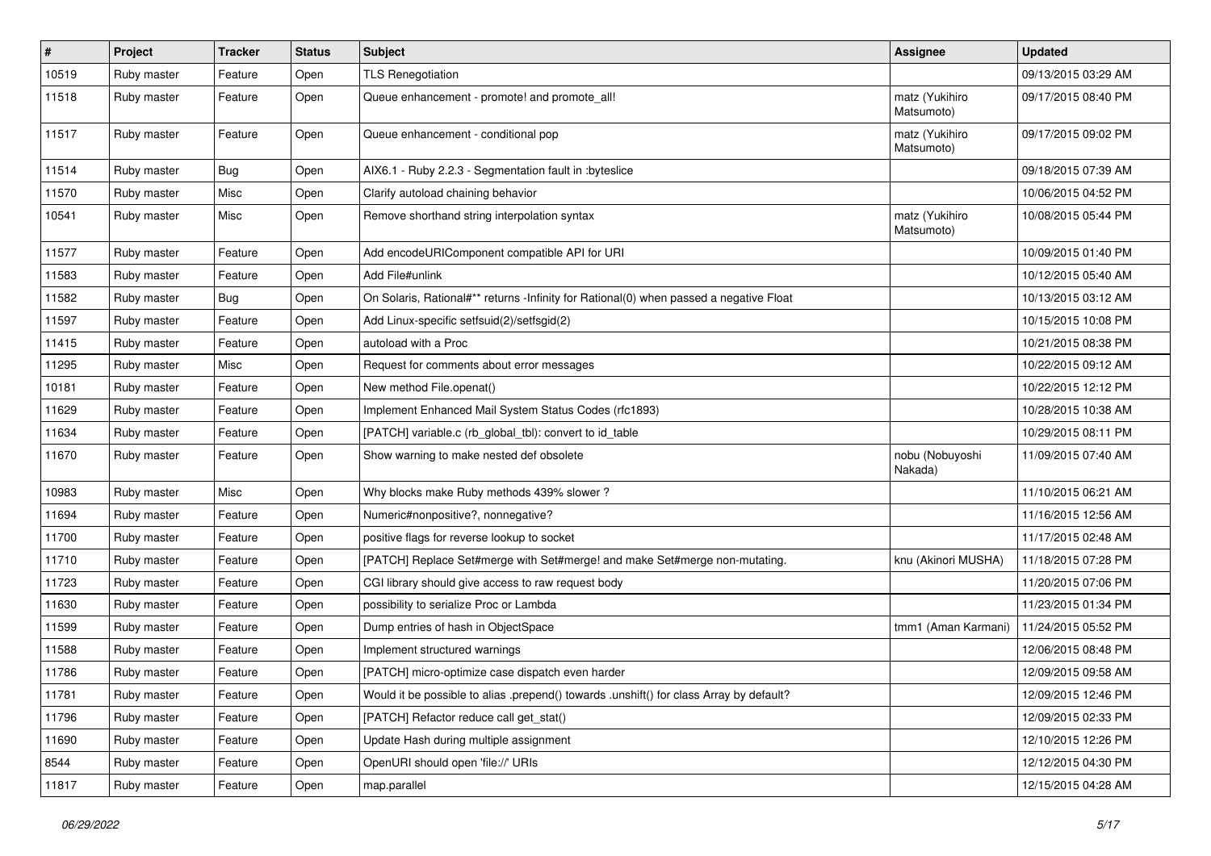| # | Project | Tracker | Status | Subject | Assignee | Updated |
|---|---|---|---|---|---|---|
| 10519 | Ruby master | Feature | Open | TLS Renegotiation | | 09/13/2015 03:29 AM |
| 11518 | Ruby master | Feature | Open | Queue enhancement - promote! and promote_all! | matz (Yukihiro Matsumoto) | 09/17/2015 08:40 PM |
| 11517 | Ruby master | Feature | Open | Queue enhancement - conditional pop | matz (Yukihiro Matsumoto) | 09/17/2015 09:02 PM |
| 11514 | Ruby master | Bug | Open | AIX6.1 - Ruby 2.2.3 - Segmentation fault in :byteslice | | 09/18/2015 07:39 AM |
| 11570 | Ruby master | Misc | Open | Clarify autoload chaining behavior | | 10/06/2015 04:52 PM |
| 10541 | Ruby master | Misc | Open | Remove shorthand string interpolation syntax | matz (Yukihiro Matsumoto) | 10/08/2015 05:44 PM |
| 11577 | Ruby master | Feature | Open | Add encodeURIComponent compatible API for URI | | 10/09/2015 01:40 PM |
| 11583 | Ruby master | Feature | Open | Add File#unlink | | 10/12/2015 05:40 AM |
| 11582 | Ruby master | Bug | Open | On Solaris, Rational#** returns -Infinity for Rational(0) when passed a negative Float | | 10/13/2015 03:12 AM |
| 11597 | Ruby master | Feature | Open | Add Linux-specific setfsuid(2)/setfsgid(2) | | 10/15/2015 10:08 PM |
| 11415 | Ruby master | Feature | Open | autoload with a Proc | | 10/21/2015 08:38 PM |
| 11295 | Ruby master | Misc | Open | Request for comments about error messages | | 10/22/2015 09:12 AM |
| 10181 | Ruby master | Feature | Open | New method File.openat() | | 10/22/2015 12:12 PM |
| 11629 | Ruby master | Feature | Open | Implement Enhanced Mail System Status Codes (rfc1893) | | 10/28/2015 10:38 AM |
| 11634 | Ruby master | Feature | Open | [PATCH] variable.c (rb_global_tbl): convert to id_table | | 10/29/2015 08:11 PM |
| 11670 | Ruby master | Feature | Open | Show warning to make nested def obsolete | nobu (Nobuyoshi Nakada) | 11/09/2015 07:40 AM |
| 10983 | Ruby master | Misc | Open | Why blocks make Ruby methods 439% slower ? | | 11/10/2015 06:21 AM |
| 11694 | Ruby master | Feature | Open | Numeric#nonpositive?, nonnegative? | | 11/16/2015 12:56 AM |
| 11700 | Ruby master | Feature | Open | positive flags for reverse lookup to socket | | 11/17/2015 02:48 AM |
| 11710 | Ruby master | Feature | Open | [PATCH] Replace Set#merge with Set#merge! and make Set#merge non-mutating. | knu (Akinori MUSHA) | 11/18/2015 07:28 PM |
| 11723 | Ruby master | Feature | Open | CGI library should give access to raw request body | | 11/20/2015 07:06 PM |
| 11630 | Ruby master | Feature | Open | possibility to serialize Proc or Lambda | | 11/23/2015 01:34 PM |
| 11599 | Ruby master | Feature | Open | Dump entries of hash in ObjectSpace | tmm1 (Aman Karmani) | 11/24/2015 05:52 PM |
| 11588 | Ruby master | Feature | Open | Implement structured warnings | | 12/06/2015 08:48 PM |
| 11786 | Ruby master | Feature | Open | [PATCH] micro-optimize case dispatch even harder | | 12/09/2015 09:58 AM |
| 11781 | Ruby master | Feature | Open | Would it be possible to alias .prepend() towards .unshift() for class Array by default? | | 12/09/2015 12:46 PM |
| 11796 | Ruby master | Feature | Open | [PATCH] Refactor reduce call get_stat() | | 12/09/2015 02:33 PM |
| 11690 | Ruby master | Feature | Open | Update Hash during multiple assignment | | 12/10/2015 12:26 PM |
| 8544 | Ruby master | Feature | Open | OpenURI should open 'file://' URIs | | 12/12/2015 04:30 PM |
| 11817 | Ruby master | Feature | Open | map.parallel | | 12/15/2015 04:28 AM |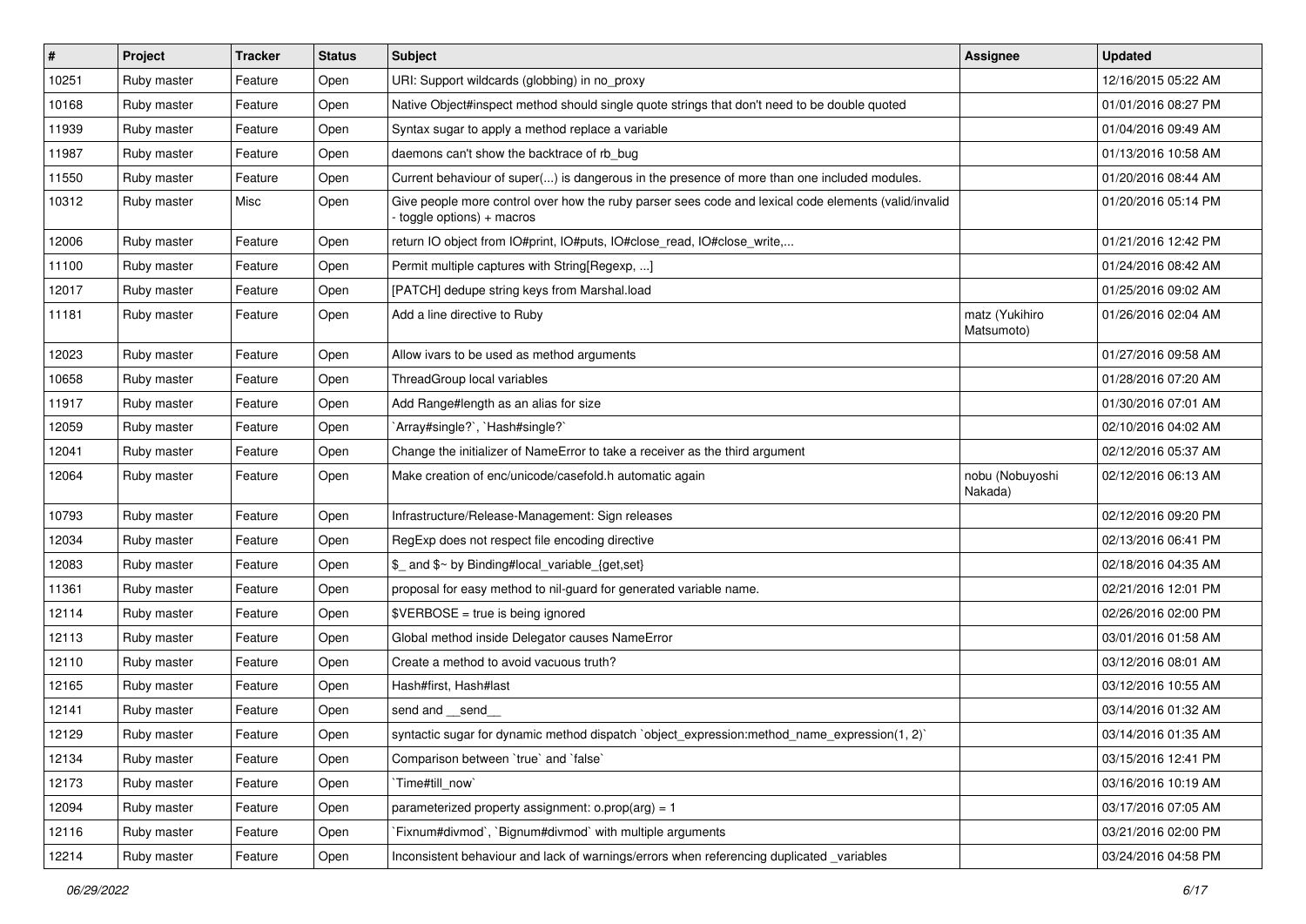| # | Project | Tracker | Status | Subject | Assignee | Updated |
|---|---|---|---|---|---|---|
| 10251 | Ruby master | Feature | Open | URI: Support wildcards (globbing) in no_proxy | | 12/16/2015 05:22 AM |
| 10168 | Ruby master | Feature | Open | Native Object#inspect method should single quote strings that don't need to be double quoted | | 01/01/2016 08:27 PM |
| 11939 | Ruby master | Feature | Open | Syntax sugar to apply a method replace a variable | | 01/04/2016 09:49 AM |
| 11987 | Ruby master | Feature | Open | daemons can't show the backtrace of rb_bug | | 01/13/2016 10:58 AM |
| 11550 | Ruby master | Feature | Open | Current behaviour of super(...) is dangerous in the presence of more than one included modules. | | 01/20/2016 08:44 AM |
| 10312 | Ruby master | Misc | Open | Give people more control over how the ruby parser sees code and lexical code elements (valid/invalid - toggle options) + macros | | 01/20/2016 05:14 PM |
| 12006 | Ruby master | Feature | Open | return IO object from IO#print, IO#puts, IO#close_read, IO#close_write,... | | 01/21/2016 12:42 PM |
| 11100 | Ruby master | Feature | Open | Permit multiple captures with String[Regexp, ...] | | 01/24/2016 08:42 AM |
| 12017 | Ruby master | Feature | Open | [PATCH] dedupe string keys from Marshal.load | | 01/25/2016 09:02 AM |
| 11181 | Ruby master | Feature | Open | Add a line directive to Ruby | matz (Yukihiro Matsumoto) | 01/26/2016 02:04 AM |
| 12023 | Ruby master | Feature | Open | Allow ivars to be used as method arguments | | 01/27/2016 09:58 AM |
| 10658 | Ruby master | Feature | Open | ThreadGroup local variables | | 01/28/2016 07:20 AM |
| 11917 | Ruby master | Feature | Open | Add Range#length as an alias for size | | 01/30/2016 07:01 AM |
| 12059 | Ruby master | Feature | Open | `Array#single?`, `Hash#single?` | | 02/10/2016 04:02 AM |
| 12041 | Ruby master | Feature | Open | Change the initializer of NameError to take a receiver as the third argument | | 02/12/2016 05:37 AM |
| 12064 | Ruby master | Feature | Open | Make creation of enc/unicode/casefold.h automatic again | nobu (Nobuyoshi Nakada) | 02/12/2016 06:13 AM |
| 10793 | Ruby master | Feature | Open | Infrastructure/Release-Management: Sign releases | | 02/12/2016 09:20 PM |
| 12034 | Ruby master | Feature | Open | RegExp does not respect file encoding directive | | 02/13/2016 06:41 PM |
| 12083 | Ruby master | Feature | Open | $_ and $~ by Binding#local_variable_{get,set} | | 02/18/2016 04:35 AM |
| 11361 | Ruby master | Feature | Open | proposal for easy method to nil-guard for generated variable name. | | 02/21/2016 12:01 PM |
| 12114 | Ruby master | Feature | Open | $VERBOSE = true is being ignored | | 02/26/2016 02:00 PM |
| 12113 | Ruby master | Feature | Open | Global method inside Delegator causes NameError | | 03/01/2016 01:58 AM |
| 12110 | Ruby master | Feature | Open | Create a method to avoid vacuous truth? | | 03/12/2016 08:01 AM |
| 12165 | Ruby master | Feature | Open | Hash#first, Hash#last | | 03/12/2016 10:55 AM |
| 12141 | Ruby master | Feature | Open | send and __send__ | | 03/14/2016 01:32 AM |
| 12129 | Ruby master | Feature | Open | syntactic sugar for dynamic method dispatch `object_expression:method_name_expression(1, 2)` | | 03/14/2016 01:35 AM |
| 12134 | Ruby master | Feature | Open | Comparison between `true` and `false` | | 03/15/2016 12:41 PM |
| 12173 | Ruby master | Feature | Open | `Time#till_now` | | 03/16/2016 10:19 AM |
| 12094 | Ruby master | Feature | Open | parameterized property assignment: o.prop(arg) = 1 | | 03/17/2016 07:05 AM |
| 12116 | Ruby master | Feature | Open | `Fixnum#divmod`, `Bignum#divmod` with multiple arguments | | 03/21/2016 02:00 PM |
| 12214 | Ruby master | Feature | Open | Inconsistent behaviour and lack of warnings/errors when referencing duplicated _variables | | 03/24/2016 04:58 PM |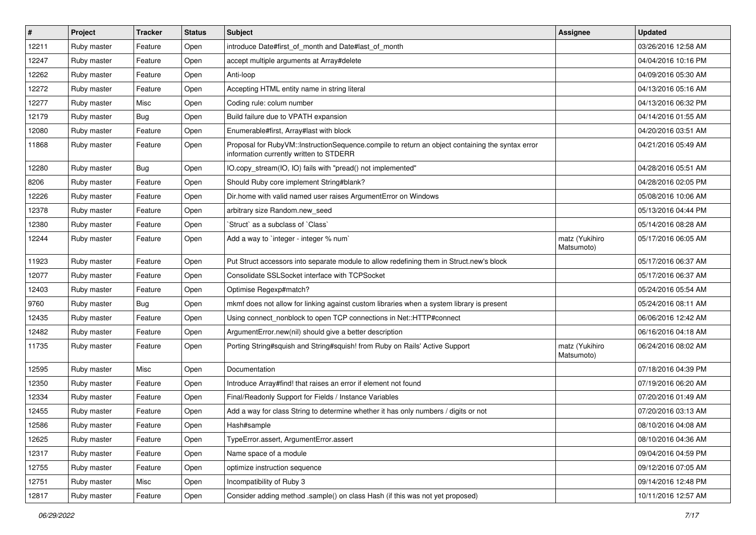| # | Project | Tracker | Status | Subject | Assignee | Updated |
| --- | --- | --- | --- | --- | --- | --- |
| 12211 | Ruby master | Feature | Open | introduce Date#first_of_month and Date#last_of_month | | 03/26/2016 12:58 AM |
| 12247 | Ruby master | Feature | Open | accept multiple arguments at Array#delete | | 04/04/2016 10:16 PM |
| 12262 | Ruby master | Feature | Open | Anti-loop | | 04/09/2016 05:30 AM |
| 12272 | Ruby master | Feature | Open | Accepting HTML entity name in string literal | | 04/13/2016 05:16 AM |
| 12277 | Ruby master | Misc | Open | Coding rule: colum number | | 04/13/2016 06:32 PM |
| 12179 | Ruby master | Bug | Open | Build failure due to VPATH expansion | | 04/14/2016 01:55 AM |
| 12080 | Ruby master | Feature | Open | Enumerable#first, Array#last with block | | 04/20/2016 03:51 AM |
| 11868 | Ruby master | Feature | Open | Proposal for RubyVM::InstructionSequence.compile to return an object containing the syntax error information currently written to STDERR | | 04/21/2016 05:49 AM |
| 12280 | Ruby master | Bug | Open | IO.copy_stream(IO, IO) fails with "pread() not implemented" | | 04/28/2016 05:51 AM |
| 8206 | Ruby master | Feature | Open | Should Ruby core implement String#blank? | | 04/28/2016 02:05 PM |
| 12226 | Ruby master | Feature | Open | Dir.home with valid named user raises ArgumentError on Windows | | 05/08/2016 10:06 AM |
| 12378 | Ruby master | Feature | Open | arbitrary size Random.new_seed | | 05/13/2016 04:44 PM |
| 12380 | Ruby master | Feature | Open | `Struct` as a subclass of `Class` | | 05/14/2016 08:28 AM |
| 12244 | Ruby master | Feature | Open | Add a way to `integer - integer % num` | matz (Yukihiro Matsumoto) | 05/17/2016 06:05 AM |
| 11923 | Ruby master | Feature | Open | Put Struct accessors into separate module to allow redefining them in Struct.new's block | | 05/17/2016 06:37 AM |
| 12077 | Ruby master | Feature | Open | Consolidate SSLSocket interface with TCPSocket | | 05/17/2016 06:37 AM |
| 12403 | Ruby master | Feature | Open | Optimise Regexp#match? | | 05/24/2016 05:54 AM |
| 9760 | Ruby master | Bug | Open | mkmf does not allow for linking against custom libraries when a system library is present | | 05/24/2016 08:11 AM |
| 12435 | Ruby master | Feature | Open | Using connect_nonblock to open TCP connections in Net::HTTP#connect | | 06/06/2016 12:42 AM |
| 12482 | Ruby master | Feature | Open | ArgumentError.new(nil) should give a better description | | 06/16/2016 04:18 AM |
| 11735 | Ruby master | Feature | Open | Porting String#squish and String#squish! from Ruby on Rails' Active Support | matz (Yukihiro Matsumoto) | 06/24/2016 08:02 AM |
| 12595 | Ruby master | Misc | Open | Documentation | | 07/18/2016 04:39 PM |
| 12350 | Ruby master | Feature | Open | Introduce Array#find! that raises an error if element not found | | 07/19/2016 06:20 AM |
| 12334 | Ruby master | Feature | Open | Final/Readonly Support for Fields / Instance Variables | | 07/20/2016 01:49 AM |
| 12455 | Ruby master | Feature | Open | Add a way for class String to determine whether it has only numbers / digits or not | | 07/20/2016 03:13 AM |
| 12586 | Ruby master | Feature | Open | Hash#sample | | 08/10/2016 04:08 AM |
| 12625 | Ruby master | Feature | Open | TypeError.assert, ArgumentError.assert | | 08/10/2016 04:36 AM |
| 12317 | Ruby master | Feature | Open | Name space of a module | | 09/04/2016 04:59 PM |
| 12755 | Ruby master | Feature | Open | optimize instruction sequence | | 09/12/2016 07:05 AM |
| 12751 | Ruby master | Misc | Open | Incompatibility of Ruby 3 | | 09/14/2016 12:48 PM |
| 12817 | Ruby master | Feature | Open | Consider adding method .sample() on class Hash (if this was not yet proposed) | | 10/11/2016 12:57 AM |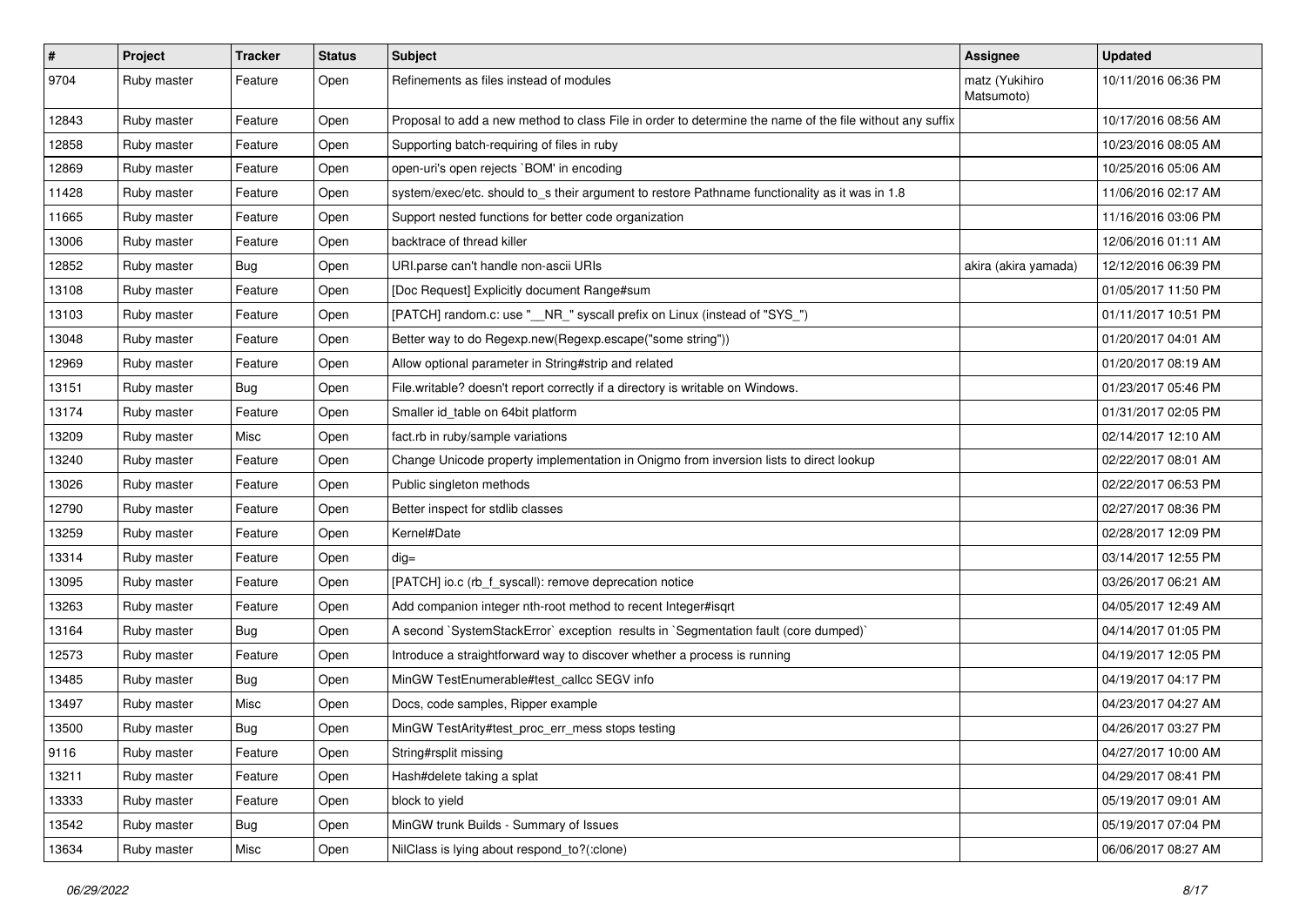| # | Project | Tracker | Status | Subject | Assignee | Updated |
| --- | --- | --- | --- | --- | --- | --- |
| 9704 | Ruby master | Feature | Open | Refinements as files instead of modules | matz (Yukihiro Matsumoto) | 10/11/2016 06:36 PM |
| 12843 | Ruby master | Feature | Open | Proposal to add a new method to class File in order to determine the name of the file without any suffix | | 10/17/2016 08:56 AM |
| 12858 | Ruby master | Feature | Open | Supporting batch-requiring of files in ruby | | 10/23/2016 08:05 AM |
| 12869 | Ruby master | Feature | Open | open-uri's open rejects `BOM' in encoding | | 10/25/2016 05:06 AM |
| 11428 | Ruby master | Feature | Open | system/exec/etc. should to_s their argument to restore Pathname functionality as it was in 1.8 | | 11/06/2016 02:17 AM |
| 11665 | Ruby master | Feature | Open | Support nested functions for better code organization | | 11/16/2016 03:06 PM |
| 13006 | Ruby master | Feature | Open | backtrace of thread killer | | 12/06/2016 01:11 AM |
| 12852 | Ruby master | Bug | Open | URI.parse can't handle non-ascii URIs | akira (akira yamada) | 12/12/2016 06:39 PM |
| 13108 | Ruby master | Feature | Open | [Doc Request] Explicitly document Range#sum | | 01/05/2017 11:50 PM |
| 13103 | Ruby master | Feature | Open | [PATCH] random.c: use "__NR_" syscall prefix on Linux (instead of "SYS_") | | 01/11/2017 10:51 PM |
| 13048 | Ruby master | Feature | Open | Better way to do Regexp.new(Regexp.escape("some string")) | | 01/20/2017 04:01 AM |
| 12969 | Ruby master | Feature | Open | Allow optional parameter in String#strip and related | | 01/20/2017 08:19 AM |
| 13151 | Ruby master | Bug | Open | File.writable? doesn't report correctly if a directory is writable on Windows. | | 01/23/2017 05:46 PM |
| 13174 | Ruby master | Feature | Open | Smaller id_table on 64bit platform | | 01/31/2017 02:05 PM |
| 13209 | Ruby master | Misc | Open | fact.rb in ruby/sample variations | | 02/14/2017 12:10 AM |
| 13240 | Ruby master | Feature | Open | Change Unicode property implementation in Onigmo from inversion lists to direct lookup | | 02/22/2017 08:01 AM |
| 13026 | Ruby master | Feature | Open | Public singleton methods | | 02/22/2017 06:53 PM |
| 12790 | Ruby master | Feature | Open | Better inspect for stdlib classes | | 02/27/2017 08:36 PM |
| 13259 | Ruby master | Feature | Open | Kernel#Date | | 02/28/2017 12:09 PM |
| 13314 | Ruby master | Feature | Open | dig= | | 03/14/2017 12:55 PM |
| 13095 | Ruby master | Feature | Open | [PATCH] io.c (rb_f_syscall): remove deprecation notice | | 03/26/2017 06:21 AM |
| 13263 | Ruby master | Feature | Open | Add companion integer nth-root method to recent Integer#isqrt | | 04/05/2017 12:49 AM |
| 13164 | Ruby master | Bug | Open | A second `SystemStackError` exception results in `Segmentation fault (core dumped)` | | 04/14/2017 01:05 PM |
| 12573 | Ruby master | Feature | Open | Introduce a straightforward way to discover whether a process is running | | 04/19/2017 12:05 PM |
| 13485 | Ruby master | Bug | Open | MinGW TestEnumerable#test_callcc SEGV info | | 04/19/2017 04:17 PM |
| 13497 | Ruby master | Misc | Open | Docs, code samples, Ripper example | | 04/23/2017 04:27 AM |
| 13500 | Ruby master | Bug | Open | MinGW TestArity#test_proc_err_mess stops testing | | 04/26/2017 03:27 PM |
| 9116 | Ruby master | Feature | Open | String#rsplit missing | | 04/27/2017 10:00 AM |
| 13211 | Ruby master | Feature | Open | Hash#delete taking a splat | | 04/29/2017 08:41 PM |
| 13333 | Ruby master | Feature | Open | block to yield | | 05/19/2017 09:01 AM |
| 13542 | Ruby master | Bug | Open | MinGW trunk Builds - Summary of Issues | | 05/19/2017 07:04 PM |
| 13634 | Ruby master | Misc | Open | NilClass is lying about respond_to?(:clone) | | 06/06/2017 08:27 AM |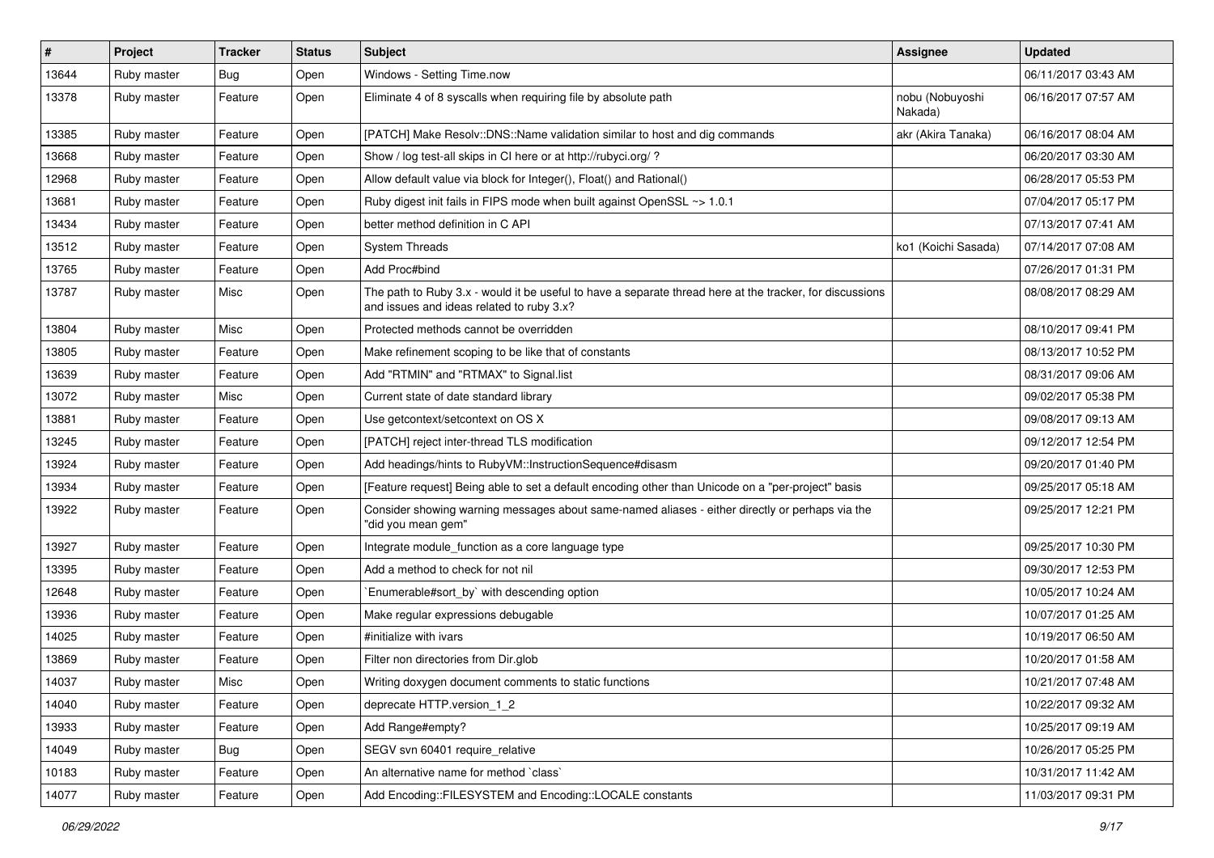| # | Project | Tracker | Status | Subject | Assignee | Updated |
|---|---|---|---|---|---|---|
| 13644 | Ruby master | Bug | Open | Windows - Setting Time.now | | 06/11/2017 03:43 AM |
| 13378 | Ruby master | Feature | Open | Eliminate 4 of 8 syscalls when requiring file by absolute path | nobu (Nobuyoshi Nakada) | 06/16/2017 07:57 AM |
| 13385 | Ruby master | Feature | Open | [PATCH] Make Resolv::DNS::Name validation similar to host and dig commands | akr (Akira Tanaka) | 06/16/2017 08:04 AM |
| 13668 | Ruby master | Feature | Open | Show / log test-all skips in CI here or at http://rubyci.org/ ? | | 06/20/2017 03:30 AM |
| 12968 | Ruby master | Feature | Open | Allow default value via block for Integer(), Float() and Rational() | | 06/28/2017 05:53 PM |
| 13681 | Ruby master | Feature | Open | Ruby digest init fails in FIPS mode when built against OpenSSL ~> 1.0.1 | | 07/04/2017 05:17 PM |
| 13434 | Ruby master | Feature | Open | better method definition in C API | | 07/13/2017 07:41 AM |
| 13512 | Ruby master | Feature | Open | System Threads | ko1 (Koichi Sasada) | 07/14/2017 07:08 AM |
| 13765 | Ruby master | Feature | Open | Add Proc#bind | | 07/26/2017 01:31 PM |
| 13787 | Ruby master | Misc | Open | The path to Ruby 3.x - would it be useful to have a separate thread here at the tracker, for discussions and issues and ideas related to ruby 3.x? | | 08/08/2017 08:29 AM |
| 13804 | Ruby master | Misc | Open | Protected methods cannot be overridden | | 08/10/2017 09:41 PM |
| 13805 | Ruby master | Feature | Open | Make refinement scoping to be like that of constants | | 08/13/2017 10:52 PM |
| 13639 | Ruby master | Feature | Open | Add "RTMIN" and "RTMAX" to Signal.list | | 08/31/2017 09:06 AM |
| 13072 | Ruby master | Misc | Open | Current state of date standard library | | 09/02/2017 05:38 PM |
| 13881 | Ruby master | Feature | Open | Use getcontext/setcontext on OS X | | 09/08/2017 09:13 AM |
| 13245 | Ruby master | Feature | Open | [PATCH] reject inter-thread TLS modification | | 09/12/2017 12:54 PM |
| 13924 | Ruby master | Feature | Open | Add headings/hints to RubyVM::InstructionSequence#disasm | | 09/20/2017 01:40 PM |
| 13934 | Ruby master | Feature | Open | [Feature request] Being able to set a default encoding other than Unicode on a "per-project" basis | | 09/25/2017 05:18 AM |
| 13922 | Ruby master | Feature | Open | Consider showing warning messages about same-named aliases - either directly or perhaps via the "did you mean gem" | | 09/25/2017 12:21 PM |
| 13927 | Ruby master | Feature | Open | Integrate module_function as a core language type | | 09/25/2017 10:30 PM |
| 13395 | Ruby master | Feature | Open | Add a method to check for not nil | | 09/30/2017 12:53 PM |
| 12648 | Ruby master | Feature | Open | `Enumerable#sort_by` with descending option | | 10/05/2017 10:24 AM |
| 13936 | Ruby master | Feature | Open | Make regular expressions debugable | | 10/07/2017 01:25 AM |
| 14025 | Ruby master | Feature | Open | #initialize with ivars | | 10/19/2017 06:50 AM |
| 13869 | Ruby master | Feature | Open | Filter non directories from Dir.glob | | 10/20/2017 01:58 AM |
| 14037 | Ruby master | Misc | Open | Writing doxygen document comments to static functions | | 10/21/2017 07:48 AM |
| 14040 | Ruby master | Feature | Open | deprecate HTTP.version_1_2 | | 10/22/2017 09:32 AM |
| 13933 | Ruby master | Feature | Open | Add Range#empty? | | 10/25/2017 09:19 AM |
| 14049 | Ruby master | Bug | Open | SEGV svn 60401 require_relative | | 10/26/2017 05:25 PM |
| 10183 | Ruby master | Feature | Open | An alternative name for method `class` | | 10/31/2017 11:42 AM |
| 14077 | Ruby master | Feature | Open | Add Encoding::FILESYSTEM and Encoding::LOCALE constants | | 11/03/2017 09:31 PM |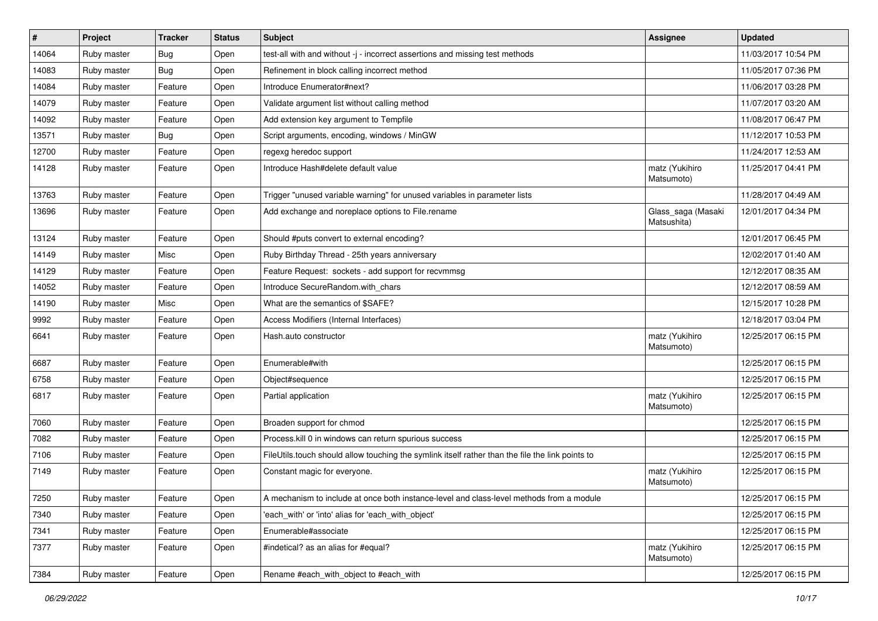| # | Project | Tracker | Status | Subject | Assignee | Updated |
|---|---|---|---|---|---|---|
| 14064 | Ruby master | Bug | Open | test-all with and without -j - incorrect assertions and missing test methods | | 11/03/2017 10:54 PM |
| 14083 | Ruby master | Bug | Open | Refinement in block calling incorrect method | | 11/05/2017 07:36 PM |
| 14084 | Ruby master | Feature | Open | Introduce Enumerator#next? | | 11/06/2017 03:28 PM |
| 14079 | Ruby master | Feature | Open | Validate argument list without calling method | | 11/07/2017 03:20 AM |
| 14092 | Ruby master | Feature | Open | Add extension key argument to Tempfile | | 11/08/2017 06:47 PM |
| 13571 | Ruby master | Bug | Open | Script arguments, encoding, windows / MinGW | | 11/12/2017 10:53 PM |
| 12700 | Ruby master | Feature | Open | regexg heredoc support | | 11/24/2017 12:53 AM |
| 14128 | Ruby master | Feature | Open | Introduce Hash#delete default value | matz (Yukihiro Matsumoto) | 11/25/2017 04:41 PM |
| 13763 | Ruby master | Feature | Open | Trigger "unused variable warning" for unused variables in parameter lists | | 11/28/2017 04:49 AM |
| 13696 | Ruby master | Feature | Open | Add exchange and noreplace options to File.rename | Glass_saga (Masaki Matsushita) | 12/01/2017 04:34 PM |
| 13124 | Ruby master | Feature | Open | Should #puts convert to external encoding? | | 12/01/2017 06:45 PM |
| 14149 | Ruby master | Misc | Open | Ruby Birthday Thread - 25th years anniversary | | 12/02/2017 01:40 AM |
| 14129 | Ruby master | Feature | Open | Feature Request: sockets - add support for recvmmsg | | 12/12/2017 08:35 AM |
| 14052 | Ruby master | Feature | Open | Introduce SecureRandom.with_chars | | 12/12/2017 08:59 AM |
| 14190 | Ruby master | Misc | Open | What are the semantics of $SAFE? | | 12/15/2017 10:28 PM |
| 9992 | Ruby master | Feature | Open | Access Modifiers (Internal Interfaces) | | 12/18/2017 03:04 PM |
| 6641 | Ruby master | Feature | Open | Hash.auto constructor | matz (Yukihiro Matsumoto) | 12/25/2017 06:15 PM |
| 6687 | Ruby master | Feature | Open | Enumerable#with | | 12/25/2017 06:15 PM |
| 6758 | Ruby master | Feature | Open | Object#sequence | | 12/25/2017 06:15 PM |
| 6817 | Ruby master | Feature | Open | Partial application | matz (Yukihiro Matsumoto) | 12/25/2017 06:15 PM |
| 7060 | Ruby master | Feature | Open | Broaden support for chmod | | 12/25/2017 06:15 PM |
| 7082 | Ruby master | Feature | Open | Process.kill 0 in windows can return spurious success | | 12/25/2017 06:15 PM |
| 7106 | Ruby master | Feature | Open | FileUtils.touch should allow touching the symlink itself rather than the file the link points to | | 12/25/2017 06:15 PM |
| 7149 | Ruby master | Feature | Open | Constant magic for everyone. | matz (Yukihiro Matsumoto) | 12/25/2017 06:15 PM |
| 7250 | Ruby master | Feature | Open | A mechanism to include at once both instance-level and class-level methods from a module | | 12/25/2017 06:15 PM |
| 7340 | Ruby master | Feature | Open | 'each_with' or 'into' alias for 'each_with_object' | | 12/25/2017 06:15 PM |
| 7341 | Ruby master | Feature | Open | Enumerable#associate | | 12/25/2017 06:15 PM |
| 7377 | Ruby master | Feature | Open | #indetical? as an alias for #equal? | matz (Yukihiro Matsumoto) | 12/25/2017 06:15 PM |
| 7384 | Ruby master | Feature | Open | Rename #each_with_object to #each_with | | 12/25/2017 06:15 PM |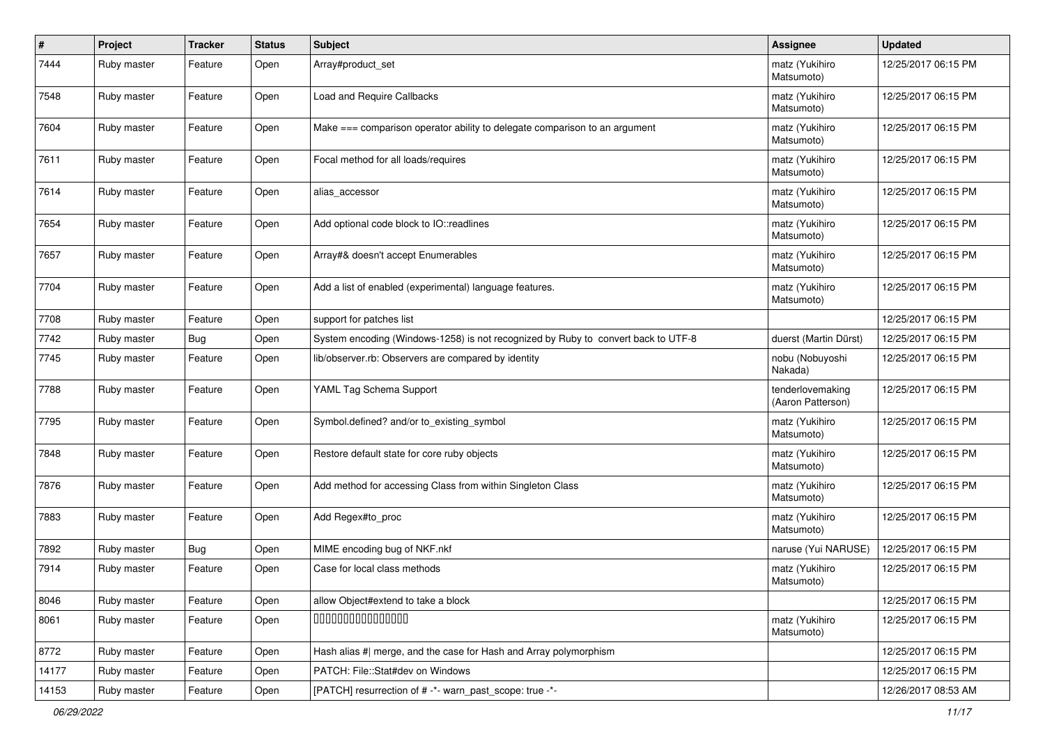| # | Project | Tracker | Status | Subject | Assignee | Updated |
|---|---|---|---|---|---|---|
| 7444 | Ruby master | Feature | Open | Array#product_set | matz (Yukihiro Matsumoto) | 12/25/2017 06:15 PM |
| 7548 | Ruby master | Feature | Open | Load and Require Callbacks | matz (Yukihiro Matsumoto) | 12/25/2017 06:15 PM |
| 7604 | Ruby master | Feature | Open | Make === comparison operator ability to delegate comparison to an argument | matz (Yukihiro Matsumoto) | 12/25/2017 06:15 PM |
| 7611 | Ruby master | Feature | Open | Focal method for all loads/requires | matz (Yukihiro Matsumoto) | 12/25/2017 06:15 PM |
| 7614 | Ruby master | Feature | Open | alias_accessor | matz (Yukihiro Matsumoto) | 12/25/2017 06:15 PM |
| 7654 | Ruby master | Feature | Open | Add optional code block to IO::readlines | matz (Yukihiro Matsumoto) | 12/25/2017 06:15 PM |
| 7657 | Ruby master | Feature | Open | Array#& doesn't accept Enumerables | matz (Yukihiro Matsumoto) | 12/25/2017 06:15 PM |
| 7704 | Ruby master | Feature | Open | Add a list of enabled (experimental) language features. | matz (Yukihiro Matsumoto) | 12/25/2017 06:15 PM |
| 7708 | Ruby master | Feature | Open | support for patches list | | 12/25/2017 06:15 PM |
| 7742 | Ruby master | Bug | Open | System encoding (Windows-1258) is not recognized by Ruby to convert back to UTF-8 | duerst (Martin Dürst) | 12/25/2017 06:15 PM |
| 7745 | Ruby master | Feature | Open | lib/observer.rb: Observers are compared by identity | nobu (Nobuyoshi Nakada) | 12/25/2017 06:15 PM |
| 7788 | Ruby master | Feature | Open | YAML Tag Schema Support | tenderlovemaking (Aaron Patterson) | 12/25/2017 06:15 PM |
| 7795 | Ruby master | Feature | Open | Symbol.defined? and/or to_existing_symbol | matz (Yukihiro Matsumoto) | 12/25/2017 06:15 PM |
| 7848 | Ruby master | Feature | Open | Restore default state for core ruby objects | matz (Yukihiro Matsumoto) | 12/25/2017 06:15 PM |
| 7876 | Ruby master | Feature | Open | Add method for accessing Class from within Singleton Class | matz (Yukihiro Matsumoto) | 12/25/2017 06:15 PM |
| 7883 | Ruby master | Feature | Open | Add Regex#to_proc | matz (Yukihiro Matsumoto) | 12/25/2017 06:15 PM |
| 7892 | Ruby master | Bug | Open | MIME encoding bug of NKF.nkf | naruse (Yui NARUSE) | 12/25/2017 06:15 PM |
| 7914 | Ruby master | Feature | Open | Case for local class methods | matz (Yukihiro Matsumoto) | 12/25/2017 06:15 PM |
| 8046 | Ruby master | Feature | Open | allow Object#extend to take a block | | 12/25/2017 06:15 PM |
| 8061 | Ruby master | Feature | Open | 0000000000000000 | matz (Yukihiro Matsumoto) | 12/25/2017 06:15 PM |
| 8772 | Ruby master | Feature | Open | Hash alias #\| merge, and the case for Hash and Array polymorphism | | 12/25/2017 06:15 PM |
| 14177 | Ruby master | Feature | Open | PATCH: File::Stat#dev on Windows | | 12/25/2017 06:15 PM |
| 14153 | Ruby master | Feature | Open | [PATCH] resurrection of # -*- warn_past_scope: true -*- | | 12/26/2017 08:53 AM |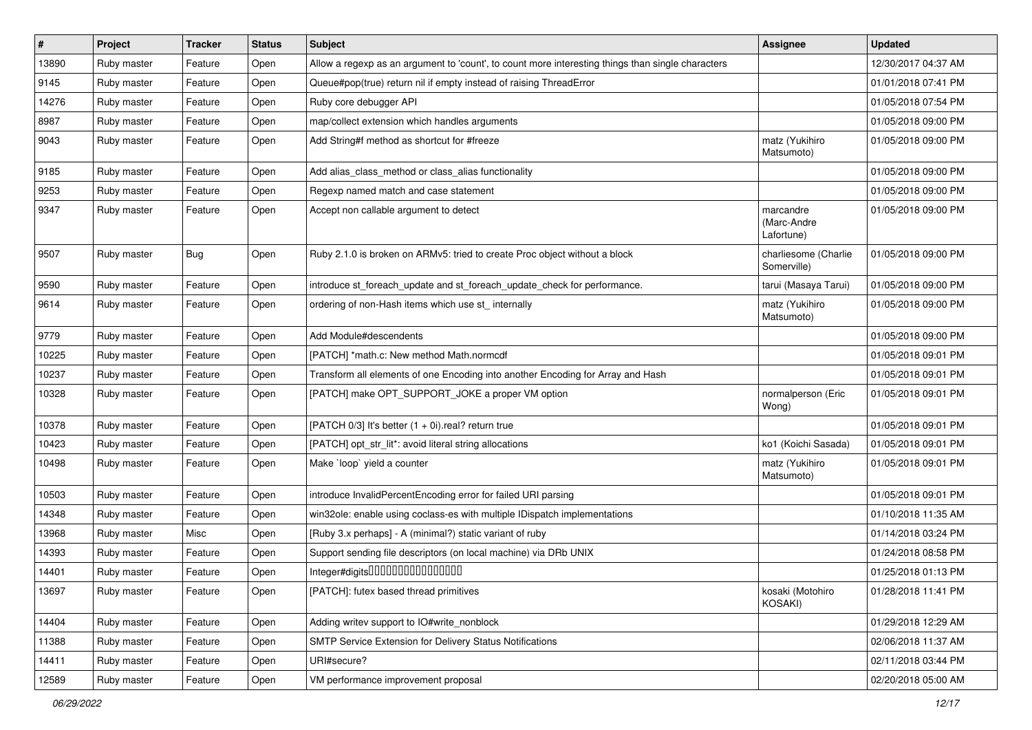| # | Project | Tracker | Status | Subject | Assignee | Updated |
|---|---|---|---|---|---|---|
| 13890 | Ruby master | Feature | Open | Allow a regexp as an argument to 'count', to count more interesting things than single characters | | 12/30/2017 04:37 AM |
| 9145 | Ruby master | Feature | Open | Queue#pop(true) return nil if empty instead of raising ThreadError | | 01/01/2018 07:41 PM |
| 14276 | Ruby master | Feature | Open | Ruby core debugger API | | 01/05/2018 07:54 PM |
| 8987 | Ruby master | Feature | Open | map/collect extension which handles arguments | | 01/05/2018 09:00 PM |
| 9043 | Ruby master | Feature | Open | Add String#f method as shortcut for #freeze | matz (Yukihiro Matsumoto) | 01/05/2018 09:00 PM |
| 9185 | Ruby master | Feature | Open | Add alias_class_method or class_alias functionality | | 01/05/2018 09:00 PM |
| 9253 | Ruby master | Feature | Open | Regexp named match and case statement | | 01/05/2018 09:00 PM |
| 9347 | Ruby master | Feature | Open | Accept non callable argument to detect | marcandre (Marc-Andre Lafortune) | 01/05/2018 09:00 PM |
| 9507 | Ruby master | Bug | Open | Ruby 2.1.0 is broken on ARMv5: tried to create Proc object without a block | charliesome (Charlie Somerville) | 01/05/2018 09:00 PM |
| 9590 | Ruby master | Feature | Open | introduce st_foreach_update and st_foreach_update_check for performance. | tarui (Masaya Tarui) | 01/05/2018 09:00 PM |
| 9614 | Ruby master | Feature | Open | ordering of non-Hash items which use st_ internally | matz (Yukihiro Matsumoto) | 01/05/2018 09:00 PM |
| 9779 | Ruby master | Feature | Open | Add Module#descendents | | 01/05/2018 09:00 PM |
| 10225 | Ruby master | Feature | Open | [PATCH] *math.c: New method Math.normcdf | | 01/05/2018 09:01 PM |
| 10237 | Ruby master | Feature | Open | Transform all elements of one Encoding into another Encoding for Array and Hash | | 01/05/2018 09:01 PM |
| 10328 | Ruby master | Feature | Open | [PATCH] make OPT_SUPPORT_JOKE a proper VM option | normalperson (Eric Wong) | 01/05/2018 09:01 PM |
| 10378 | Ruby master | Feature | Open | [PATCH 0/3] It's better (1 + 0i).real? return true | | 01/05/2018 09:01 PM |
| 10423 | Ruby master | Feature | Open | [PATCH] opt_str_lit*: avoid literal string allocations | ko1 (Koichi Sasada) | 01/05/2018 09:01 PM |
| 10498 | Ruby master | Feature | Open | Make `loop` yield a counter | matz (Yukihiro Matsumoto) | 01/05/2018 09:01 PM |
| 10503 | Ruby master | Feature | Open | introduce InvalidPercentEncoding error for failed URI parsing | | 01/05/2018 09:01 PM |
| 14348 | Ruby master | Feature | Open | win32ole: enable using coclass-es with multiple IDispatch implementations | | 01/10/2018 11:35 AM |
| 13968 | Ruby master | Misc | Open | [Ruby 3.x perhaps] - A (minimal?) static variant of ruby | | 01/14/2018 03:24 PM |
| 14393 | Ruby master | Feature | Open | Support sending file descriptors (on local machine) via DRb UNIX | | 01/24/2018 08:58 PM |
| 14401 | Ruby master | Feature | Open | Integer#digits���������������� | | 01/25/2018 01:13 PM |
| 13697 | Ruby master | Feature | Open | [PATCH]: futex based thread primitives | kosaki (Motohiro KOSAKI) | 01/28/2018 11:41 PM |
| 14404 | Ruby master | Feature | Open | Adding writev support to IO#write_nonblock | | 01/29/2018 12:29 AM |
| 11388 | Ruby master | Feature | Open | SMTP Service Extension for Delivery Status Notifications | | 02/06/2018 11:37 AM |
| 14411 | Ruby master | Feature | Open | URI#secure? | | 02/11/2018 03:44 PM |
| 12589 | Ruby master | Feature | Open | VM performance improvement proposal | | 02/20/2018 05:00 AM |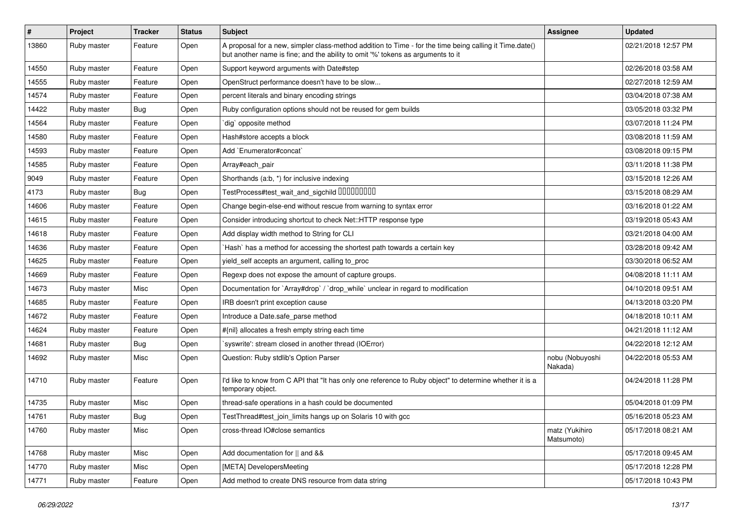| # | Project | Tracker | Status | Subject | Assignee | Updated |
|---|---|---|---|---|---|---|
| 13860 | Ruby master | Feature | Open | A proposal for a new, simpler class-method addition to Time - for the time being calling it Time.date() but another name is fine; and the ability to omit '%' tokens as arguments to it | | 02/21/2018 12:57 PM |
| 14550 | Ruby master | Feature | Open | Support keyword arguments with Date#step | | 02/26/2018 03:58 AM |
| 14555 | Ruby master | Feature | Open | OpenStruct performance doesn't have to be slow... | | 02/27/2018 12:59 AM |
| 14574 | Ruby master | Feature | Open | percent literals and binary encoding strings | | 03/04/2018 07:38 AM |
| 14422 | Ruby master | Bug | Open | Ruby configuration options should not be reused for gem builds | | 03/05/2018 03:32 PM |
| 14564 | Ruby master | Feature | Open | `dig` opposite method | | 03/07/2018 11:24 PM |
| 14580 | Ruby master | Feature | Open | Hash#store accepts a block | | 03/08/2018 11:59 AM |
| 14593 | Ruby master | Feature | Open | Add `Enumerator#concat` | | 03/08/2018 09:15 PM |
| 14585 | Ruby master | Feature | Open | Array#each_pair | | 03/11/2018 11:38 PM |
| 9049 | Ruby master | Feature | Open | Shorthands (a:b, *) for inclusive indexing | | 03/15/2018 12:26 AM |
| 4173 | Ruby master | Bug | Open | TestProcess#test_wait_and_sigchild □□□□□□□□□ | | 03/15/2018 08:29 AM |
| 14606 | Ruby master | Feature | Open | Change begin-else-end without rescue from warning to syntax error | | 03/16/2018 01:22 AM |
| 14615 | Ruby master | Feature | Open | Consider introducing shortcut to check Net::HTTP response type | | 03/19/2018 05:43 AM |
| 14618 | Ruby master | Feature | Open | Add display width method to String for CLI | | 03/21/2018 04:00 AM |
| 14636 | Ruby master | Feature | Open | `Hash` has a method for accessing the shortest path towards a certain key | | 03/28/2018 09:42 AM |
| 14625 | Ruby master | Feature | Open | yield_self accepts an argument, calling to_proc | | 03/30/2018 06:52 AM |
| 14669 | Ruby master | Feature | Open | Regexp does not expose the amount of capture groups. | | 04/08/2018 11:11 AM |
| 14673 | Ruby master | Misc | Open | Documentation for `Array#drop` / `drop_while` unclear in regard to modification | | 04/10/2018 09:51 AM |
| 14685 | Ruby master | Feature | Open | IRB doesn't print exception cause | | 04/13/2018 03:20 PM |
| 14672 | Ruby master | Feature | Open | Introduce a Date.safe_parse method | | 04/18/2018 10:11 AM |
| 14624 | Ruby master | Feature | Open | #{nil} allocates a fresh empty string each time | | 04/21/2018 11:12 AM |
| 14681 | Ruby master | Bug | Open | `syswrite': stream closed in another thread (IOError) | | 04/22/2018 12:12 AM |
| 14692 | Ruby master | Misc | Open | Question: Ruby stdlib's Option Parser | nobu (Nobuyoshi Nakada) | 04/22/2018 05:53 AM |
| 14710 | Ruby master | Feature | Open | I'd like to know from C API that "It has only one reference to Ruby object" to determine whether it is a temporary object. | | 04/24/2018 11:28 PM |
| 14735 | Ruby master | Misc | Open | thread-safe operations in a hash could be documented | | 05/04/2018 01:09 PM |
| 14761 | Ruby master | Bug | Open | TestThread#test_join_limits hangs up on Solaris 10 with gcc | | 05/16/2018 05:23 AM |
| 14760 | Ruby master | Misc | Open | cross-thread IO#close semantics | matz (Yukihiro Matsumoto) | 05/17/2018 08:21 AM |
| 14768 | Ruby master | Misc | Open | Add documentation for \|\| and && | | 05/17/2018 09:45 AM |
| 14770 | Ruby master | Misc | Open | [META] DevelopersMeeting | | 05/17/2018 12:28 PM |
| 14771 | Ruby master | Feature | Open | Add method to create DNS resource from data string | | 05/17/2018 10:43 PM |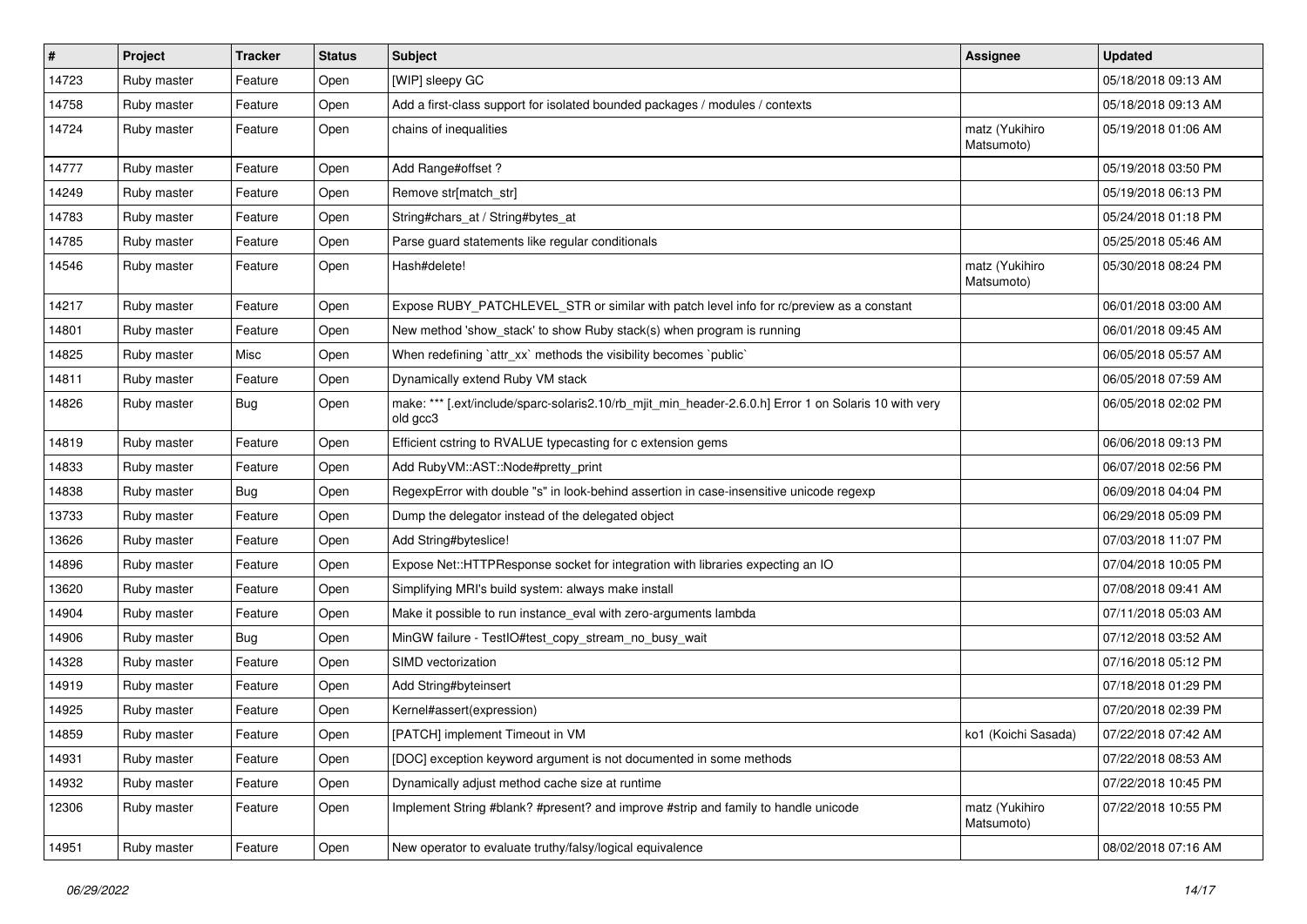| # | Project | Tracker | Status | Subject | Assignee | Updated |
|---|---|---|---|---|---|---|
| 14723 | Ruby master | Feature | Open | [WIP] sleepy GC | | 05/18/2018 09:13 AM |
| 14758 | Ruby master | Feature | Open | Add a first-class support for isolated bounded packages / modules / contexts | | 05/18/2018 09:13 AM |
| 14724 | Ruby master | Feature | Open | chains of inequalities | matz (Yukihiro Matsumoto) | 05/19/2018 01:06 AM |
| 14777 | Ruby master | Feature | Open | Add Range#offset ? | | 05/19/2018 03:50 PM |
| 14249 | Ruby master | Feature | Open | Remove str[match_str] | | 05/19/2018 06:13 PM |
| 14783 | Ruby master | Feature | Open | String#chars_at / String#bytes_at | | 05/24/2018 01:18 PM |
| 14785 | Ruby master | Feature | Open | Parse guard statements like regular conditionals | | 05/25/2018 05:46 AM |
| 14546 | Ruby master | Feature | Open | Hash#delete! | matz (Yukihiro Matsumoto) | 05/30/2018 08:24 PM |
| 14217 | Ruby master | Feature | Open | Expose RUBY_PATCHLEVEL_STR or similar with patch level info for rc/preview as a constant | | 06/01/2018 03:00 AM |
| 14801 | Ruby master | Feature | Open | New method 'show_stack' to show Ruby stack(s) when program is running | | 06/01/2018 09:45 AM |
| 14825 | Ruby master | Misc | Open | When redefining `attr_xx` methods the visibility becomes `public` | | 06/05/2018 05:57 AM |
| 14811 | Ruby master | Feature | Open | Dynamically extend Ruby VM stack | | 06/05/2018 07:59 AM |
| 14826 | Ruby master | Bug | Open | make: *** [.ext/include/sparc-solaris2.10/rb_mjit_min_header-2.6.0.h] Error 1 on Solaris 10 with very old gcc3 | | 06/05/2018 02:02 PM |
| 14819 | Ruby master | Feature | Open | Efficient cstring to RVALUE typecasting for c extension gems | | 06/06/2018 09:13 PM |
| 14833 | Ruby master | Feature | Open | Add RubyVM::AST::Node#pretty_print | | 06/07/2018 02:56 PM |
| 14838 | Ruby master | Bug | Open | RegexpError with double "s" in look-behind assertion in case-insensitive unicode regexp | | 06/09/2018 04:04 PM |
| 13733 | Ruby master | Feature | Open | Dump the delegator instead of the delegated object | | 06/29/2018 05:09 PM |
| 13626 | Ruby master | Feature | Open | Add String#byteslice! | | 07/03/2018 11:07 PM |
| 14896 | Ruby master | Feature | Open | Expose Net::HTTPResponse socket for integration with libraries expecting an IO | | 07/04/2018 10:05 PM |
| 13620 | Ruby master | Feature | Open | Simplifying MRI's build system: always make install | | 07/08/2018 09:41 AM |
| 14904 | Ruby master | Feature | Open | Make it possible to run instance_eval with zero-arguments lambda | | 07/11/2018 05:03 AM |
| 14906 | Ruby master | Bug | Open | MinGW failure - TestIO#test_copy_stream_no_busy_wait | | 07/12/2018 03:52 AM |
| 14328 | Ruby master | Feature | Open | SIMD vectorization | | 07/16/2018 05:12 PM |
| 14919 | Ruby master | Feature | Open | Add String#byteinsert | | 07/18/2018 01:29 PM |
| 14925 | Ruby master | Feature | Open | Kernel#assert(expression) | | 07/20/2018 02:39 PM |
| 14859 | Ruby master | Feature | Open | [PATCH] implement Timeout in VM | ko1 (Koichi Sasada) | 07/22/2018 07:42 AM |
| 14931 | Ruby master | Feature | Open | [DOC] exception keyword argument is not documented in some methods | | 07/22/2018 08:53 AM |
| 14932 | Ruby master | Feature | Open | Dynamically adjust method cache size at runtime | | 07/22/2018 10:45 PM |
| 12306 | Ruby master | Feature | Open | Implement String #blank? #present? and improve #strip and family to handle unicode | matz (Yukihiro Matsumoto) | 07/22/2018 10:55 PM |
| 14951 | Ruby master | Feature | Open | New operator to evaluate truthy/falsy/logical equivalence | | 08/02/2018 07:16 AM |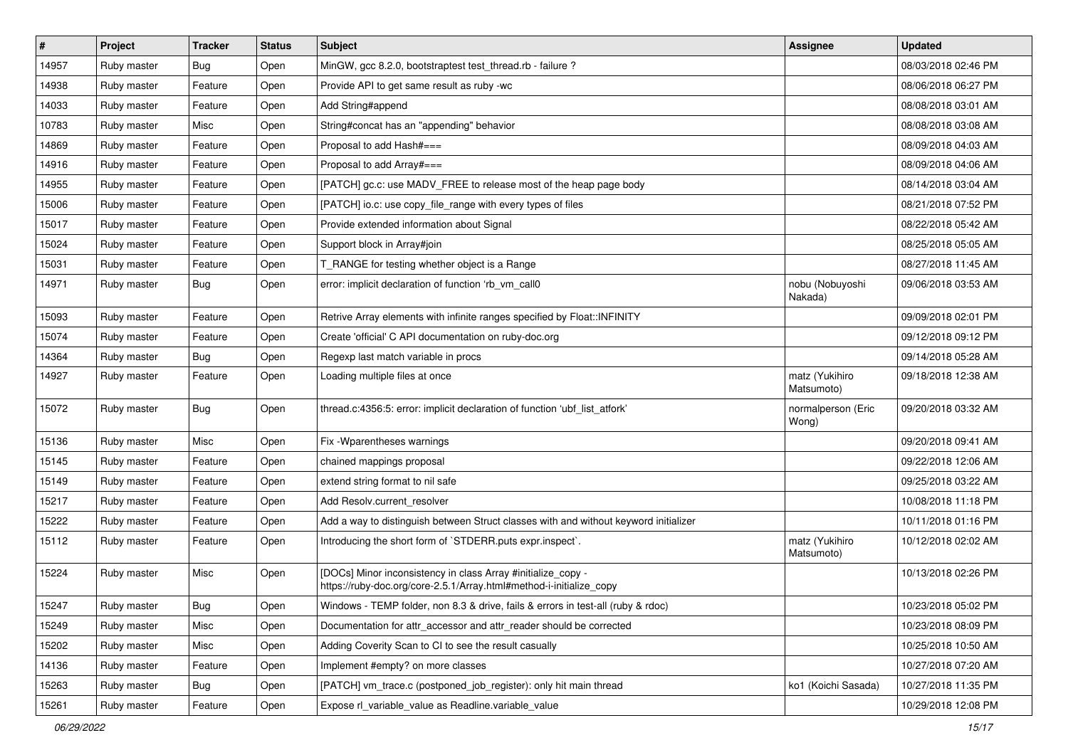| # | Project | Tracker | Status | Subject | Assignee | Updated |
|---|---|---|---|---|---|---|
| 14957 | Ruby master | Bug | Open | MinGW, gcc 8.2.0, bootstraptest test_thread.rb - failure ? | | 08/03/2018 02:46 PM |
| 14938 | Ruby master | Feature | Open | Provide API to get same result as ruby -wc | | 08/06/2018 06:27 PM |
| 14033 | Ruby master | Feature | Open | Add String#append | | 08/08/2018 03:01 AM |
| 10783 | Ruby master | Misc | Open | String#concat has an "appending" behavior | | 08/08/2018 03:08 AM |
| 14869 | Ruby master | Feature | Open | Proposal to add Hash#=== | | 08/09/2018 04:03 AM |
| 14916 | Ruby master | Feature | Open | Proposal to add Array#=== | | 08/09/2018 04:06 AM |
| 14955 | Ruby master | Feature | Open | [PATCH] gc.c: use MADV_FREE to release most of the heap page body | | 08/14/2018 03:04 AM |
| 15006 | Ruby master | Feature | Open | [PATCH] io.c: use copy_file_range with every types of files | | 08/21/2018 07:52 PM |
| 15017 | Ruby master | Feature | Open | Provide extended information about Signal | | 08/22/2018 05:42 AM |
| 15024 | Ruby master | Feature | Open | Support block in Array#join | | 08/25/2018 05:05 AM |
| 15031 | Ruby master | Feature | Open | T_RANGE for testing whether object is a Range | | 08/27/2018 11:45 AM |
| 14971 | Ruby master | Bug | Open | error: implicit declaration of function 'rb_vm_call0 | nobu (Nobuyoshi Nakada) | 09/06/2018 03:53 AM |
| 15093 | Ruby master | Feature | Open | Retrive Array elements with infinite ranges specified by Float::INFINITY | | 09/09/2018 02:01 PM |
| 15074 | Ruby master | Feature | Open | Create 'official' C API documentation on ruby-doc.org | | 09/12/2018 09:12 PM |
| 14364 | Ruby master | Bug | Open | Regexp last match variable in procs | | 09/14/2018 05:28 AM |
| 14927 | Ruby master | Feature | Open | Loading multiple files at once | matz (Yukihiro Matsumoto) | 09/18/2018 12:38 AM |
| 15072 | Ruby master | Bug | Open | thread.c:4356:5: error: implicit declaration of function 'ubf_list_atfork' | normalperson (Eric Wong) | 09/20/2018 03:32 AM |
| 15136 | Ruby master | Misc | Open | Fix -Wparentheses warnings | | 09/20/2018 09:41 AM |
| 15145 | Ruby master | Feature | Open | chained mappings proposal | | 09/22/2018 12:06 AM |
| 15149 | Ruby master | Feature | Open | extend string format to nil safe | | 09/25/2018 03:22 AM |
| 15217 | Ruby master | Feature | Open | Add Resolv.current_resolver | | 10/08/2018 11:18 PM |
| 15222 | Ruby master | Feature | Open | Add a way to distinguish between Struct classes with and without keyword initializer | | 10/11/2018 01:16 PM |
| 15112 | Ruby master | Feature | Open | Introducing the short form of `STDERR.puts expr.inspect`. | matz (Yukihiro Matsumoto) | 10/12/2018 02:02 AM |
| 15224 | Ruby master | Misc | Open | [DOCs] Minor inconsistency in class Array #initialize_copy - https://ruby-doc.org/core-2.5.1/Array.html#method-i-initialize_copy | | 10/13/2018 02:26 PM |
| 15247 | Ruby master | Bug | Open | Windows - TEMP folder, non 8.3 & drive, fails & errors in test-all (ruby & rdoc) | | 10/23/2018 05:02 PM |
| 15249 | Ruby master | Misc | Open | Documentation for attr_accessor and attr_reader should be corrected | | 10/23/2018 08:09 PM |
| 15202 | Ruby master | Misc | Open | Adding Coverity Scan to CI to see the result casually | | 10/25/2018 10:50 AM |
| 14136 | Ruby master | Feature | Open | Implement #empty? on more classes | | 10/27/2018 07:20 AM |
| 15263 | Ruby master | Bug | Open | [PATCH] vm_trace.c (postponed_job_register): only hit main thread | ko1 (Koichi Sasada) | 10/27/2018 11:35 PM |
| 15261 | Ruby master | Feature | Open | Expose rl_variable_value as Readline.variable_value | | 10/29/2018 12:08 PM |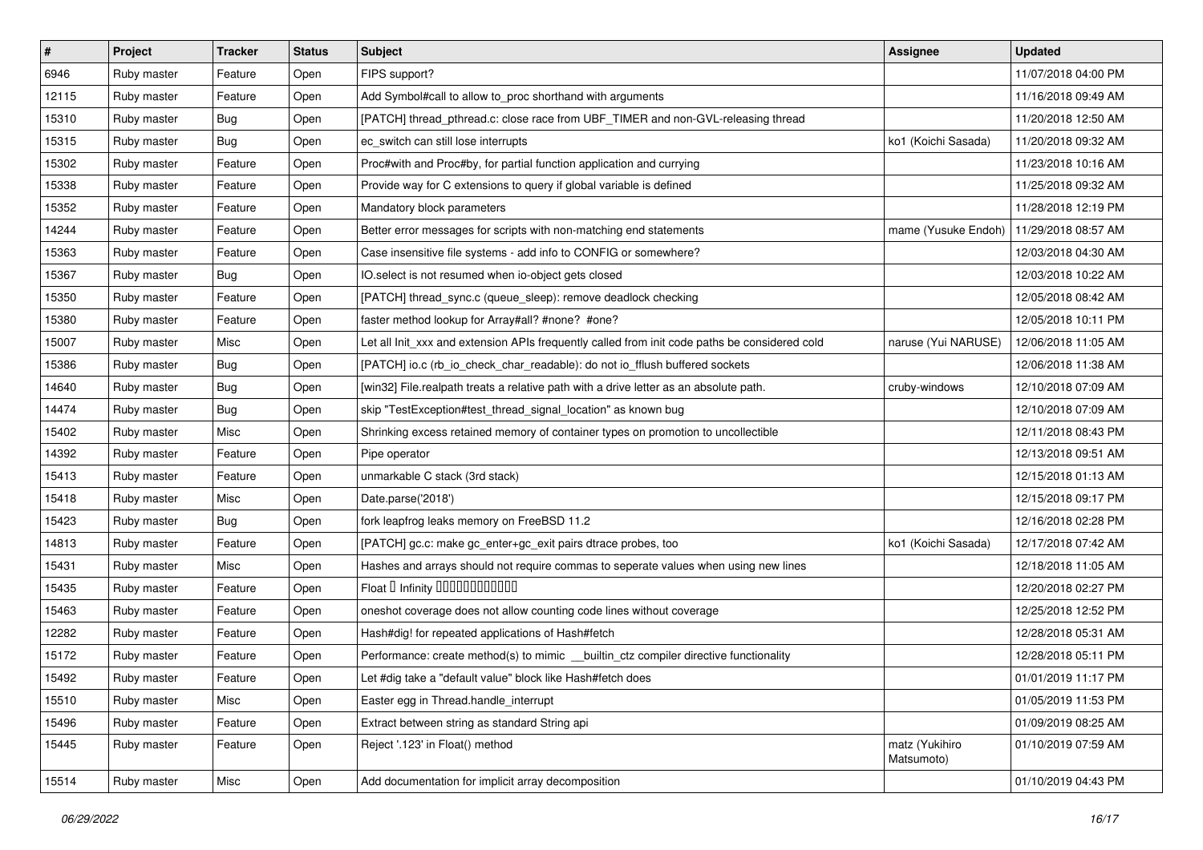| # | Project | Tracker | Status | Subject | Assignee | Updated |
|---|---|---|---|---|---|---|
| 6946 | Ruby master | Feature | Open | FIPS support? | | 11/07/2018 04:00 PM |
| 12115 | Ruby master | Feature | Open | Add Symbol#call to allow to_proc shorthand with arguments | | 11/16/2018 09:49 AM |
| 15310 | Ruby master | Bug | Open | [PATCH] thread_pthread.c: close race from UBF_TIMER and non-GVL-releasing thread | | 11/20/2018 12:50 AM |
| 15315 | Ruby master | Bug | Open | ec_switch can still lose interrupts | ko1 (Koichi Sasada) | 11/20/2018 09:32 AM |
| 15302 | Ruby master | Feature | Open | Proc#with and Proc#by, for partial function application and currying | | 11/23/2018 10:16 AM |
| 15338 | Ruby master | Feature | Open | Provide way for C extensions to query if global variable is defined | | 11/25/2018 09:32 AM |
| 15352 | Ruby master | Feature | Open | Mandatory block parameters | | 11/28/2018 12:19 PM |
| 14244 | Ruby master | Feature | Open | Better error messages for scripts with non-matching end statements | mame (Yusuke Endoh) | 11/29/2018 08:57 AM |
| 15363 | Ruby master | Feature | Open | Case insensitive file systems - add info to CONFIG or somewhere? | | 12/03/2018 04:30 AM |
| 15367 | Ruby master | Bug | Open | IO.select is not resumed when io-object gets closed | | 12/03/2018 10:22 AM |
| 15350 | Ruby master | Feature | Open | [PATCH] thread_sync.c (queue_sleep): remove deadlock checking | | 12/05/2018 08:42 AM |
| 15380 | Ruby master | Feature | Open | faster method lookup for Array#all? #none? #one? | | 12/05/2018 10:11 PM |
| 15007 | Ruby master | Misc | Open | Let all Init_xxx and extension APIs frequently called from init code paths be considered cold | naruse (Yui NARUSE) | 12/06/2018 11:05 AM |
| 15386 | Ruby master | Bug | Open | [PATCH] io.c (rb_io_check_char_readable): do not io_fflush buffered sockets | | 12/06/2018 11:38 AM |
| 14640 | Ruby master | Bug | Open | [win32] File.realpath treats a relative path with a drive letter as an absolute path. | cruby-windows | 12/10/2018 07:09 AM |
| 14474 | Ruby master | Bug | Open | skip "TestException#test_thread_signal_location" as known bug | | 12/10/2018 07:09 AM |
| 15402 | Ruby master | Misc | Open | Shrinking excess retained memory of container types on promotion to uncollectible | | 12/11/2018 08:43 PM |
| 14392 | Ruby master | Feature | Open | Pipe operator | | 12/13/2018 09:51 AM |
| 15413 | Ruby master | Feature | Open | unmarkable C stack (3rd stack) | | 12/15/2018 01:13 AM |
| 15418 | Ruby master | Misc | Open | Date.parse('2018') | | 12/15/2018 09:17 PM |
| 15423 | Ruby master | Bug | Open | fork leapfrog leaks memory on FreeBSD 11.2 | | 12/16/2018 02:28 PM |
| 14813 | Ruby master | Feature | Open | [PATCH] gc.c: make gc_enter+gc_exit pairs dtrace probes, too | ko1 (Koichi Sasada) | 12/17/2018 07:42 AM |
| 15431 | Ruby master | Misc | Open | Hashes and arrays should not require commas to seperate values when using new lines | | 12/18/2018 11:05 AM |
| 15435 | Ruby master | Feature | Open | Float � Infinity ������������ | | 12/20/2018 02:27 PM |
| 15463 | Ruby master | Feature | Open | oneshot coverage does not allow counting code lines without coverage | | 12/25/2018 12:52 PM |
| 12282 | Ruby master | Feature | Open | Hash#dig! for repeated applications of Hash#fetch | | 12/28/2018 05:31 AM |
| 15172 | Ruby master | Feature | Open | Performance: create method(s) to mimic __builtin_ctz compiler directive functionality | | 12/28/2018 05:11 PM |
| 15492 | Ruby master | Feature | Open | Let #dig take a "default value" block like Hash#fetch does | | 01/01/2019 11:17 PM |
| 15510 | Ruby master | Misc | Open | Easter egg in Thread.handle_interrupt | | 01/05/2019 11:53 PM |
| 15496 | Ruby master | Feature | Open | Extract between string as standard String api | | 01/09/2019 08:25 AM |
| 15445 | Ruby master | Feature | Open | Reject '.123' in Float() method | matz (Yukihiro Matsumoto) | 01/10/2019 07:59 AM |
| 15514 | Ruby master | Misc | Open | Add documentation for implicit array decomposition | | 01/10/2019 04:43 PM |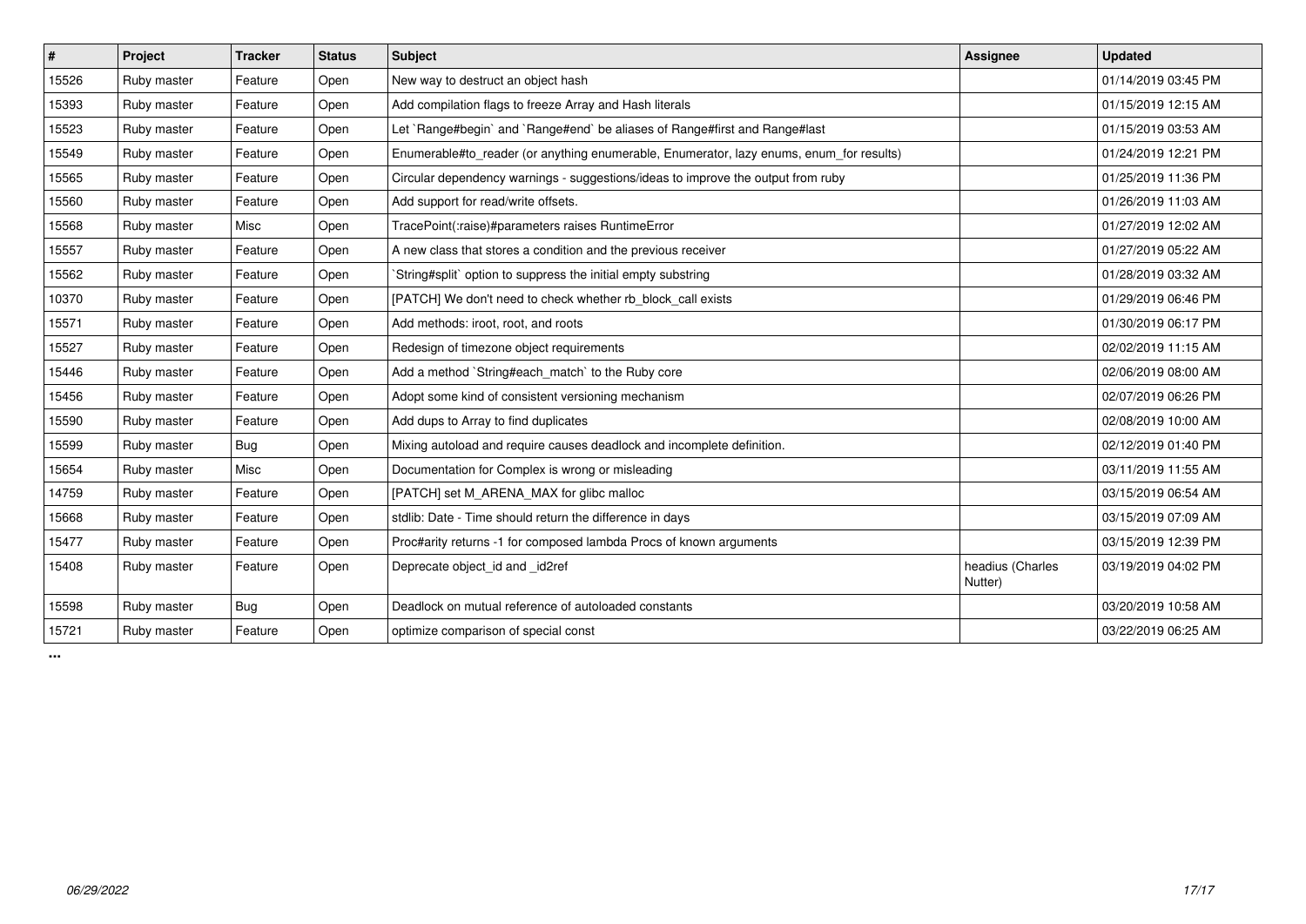| # | Project | Tracker | Status | Subject | Assignee | Updated |
| --- | --- | --- | --- | --- | --- | --- |
| 15526 | Ruby master | Feature | Open | New way to destruct an object hash | | 01/14/2019 03:45 PM |
| 15393 | Ruby master | Feature | Open | Add compilation flags to freeze Array and Hash literals | | 01/15/2019 12:15 AM |
| 15523 | Ruby master | Feature | Open | Let `Range#begin` and `Range#end` be aliases of Range#first and Range#last | | 01/15/2019 03:53 AM |
| 15549 | Ruby master | Feature | Open | Enumerable#to_reader (or anything enumerable, Enumerator, lazy enums, enum_for results) | | 01/24/2019 12:21 PM |
| 15565 | Ruby master | Feature | Open | Circular dependency warnings - suggestions/ideas to improve the output from ruby | | 01/25/2019 11:36 PM |
| 15560 | Ruby master | Feature | Open | Add support for read/write offsets. | | 01/26/2019 11:03 AM |
| 15568 | Ruby master | Misc | Open | TracePoint(:raise)#parameters raises RuntimeError | | 01/27/2019 12:02 AM |
| 15557 | Ruby master | Feature | Open | A new class that stores a condition and the previous receiver | | 01/27/2019 05:22 AM |
| 15562 | Ruby master | Feature | Open | `String#split` option to suppress the initial empty substring | | 01/28/2019 03:32 AM |
| 10370 | Ruby master | Feature | Open | [PATCH] We don't need to check whether rb_block_call exists | | 01/29/2019 06:46 PM |
| 15571 | Ruby master | Feature | Open | Add methods: iroot, root, and roots | | 01/30/2019 06:17 PM |
| 15527 | Ruby master | Feature | Open | Redesign of timezone object requirements | | 02/02/2019 11:15 AM |
| 15446 | Ruby master | Feature | Open | Add a method `String#each_match` to the Ruby core | | 02/06/2019 08:00 AM |
| 15456 | Ruby master | Feature | Open | Adopt some kind of consistent versioning mechanism | | 02/07/2019 06:26 PM |
| 15590 | Ruby master | Feature | Open | Add dups to Array to find duplicates | | 02/08/2019 10:00 AM |
| 15599 | Ruby master | Bug | Open | Mixing autoload and require causes deadlock and incomplete definition. | | 02/12/2019 01:40 PM |
| 15654 | Ruby master | Misc | Open | Documentation for Complex is wrong or misleading | | 03/11/2019 11:55 AM |
| 14759 | Ruby master | Feature | Open | [PATCH] set M_ARENA_MAX for glibc malloc | | 03/15/2019 06:54 AM |
| 15668 | Ruby master | Feature | Open | stdlib: Date - Time should return the difference in days | | 03/15/2019 07:09 AM |
| 15477 | Ruby master | Feature | Open | Proc#arity returns -1 for composed lambda Procs of known arguments | | 03/15/2019 12:39 PM |
| 15408 | Ruby master | Feature | Open | Deprecate object_id and _id2ref | headius (Charles Nutter) | 03/19/2019 04:02 PM |
| 15598 | Ruby master | Bug | Open | Deadlock on mutual reference of autoloaded constants | | 03/20/2019 10:58 AM |
| 15721 | Ruby master | Feature | Open | optimize comparison of special const | | 03/22/2019 06:25 AM |

...